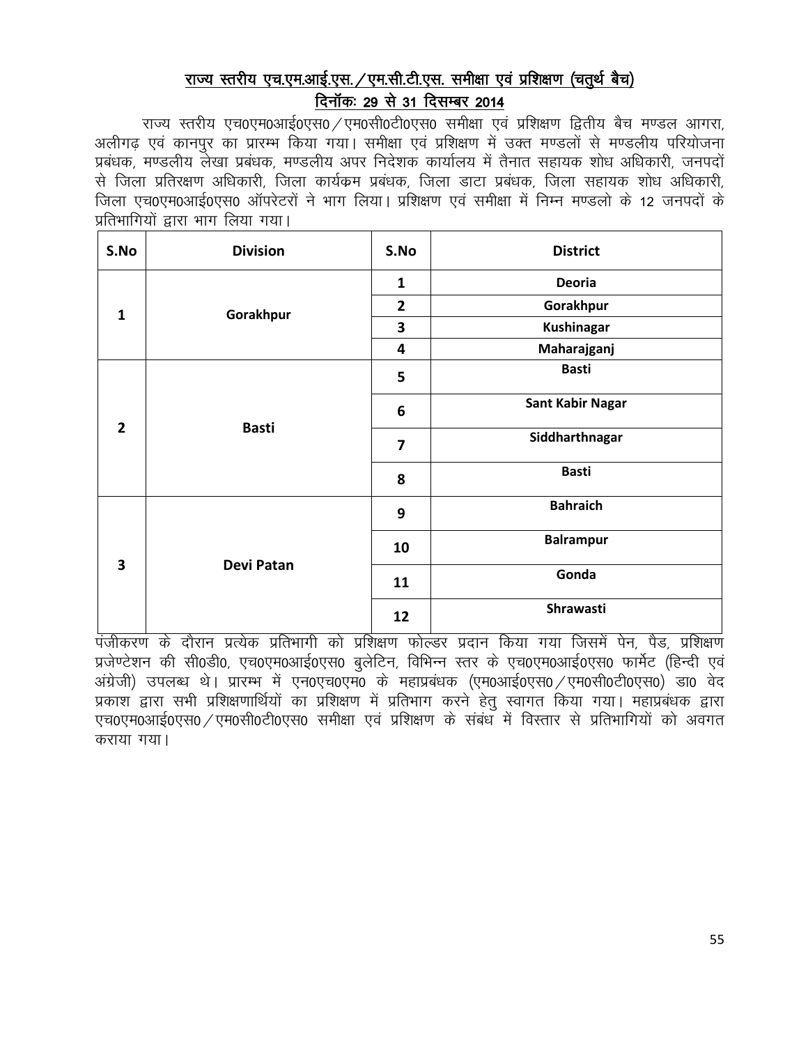## राज्य स्तरीय एच.एम.आई.एस. / एम.सी.टी.एस. समीक्षा एवं प्रशिक्षण (चतुर्थ बैच)

## दिनॉकः 29 से 31 दिसम्बर 2014

राज्य स्तरीय एच0एम0आई0एस0 / एम0सी0टी0एस0 समीक्षा एवं प्रशिक्षण द्वितीय बैच मण्डल आगरा, अलीगढ़ एवं कानपुर का प्रारम्भ किया गया। समीक्षा एवं प्रशिक्षण में उक्त मण्डलों से मण्डलीय परियोजना प्रबंधक, मण्डलीय लेखा प्रबंधक, मण्डलीय अपर निदेशक कार्यालय में तैनात सहायक शोध अधिकारी, जनपदों से जिला प्रतिरक्षण अधिकारी, जिला कार्यक्रम प्रबंधक, जिला डाटा प्रबंधक, जिला सहायक शोध अधिकारी, जिला एच0एम0आई0एस0 ऑपरेटरों ने भाग लिया। प्रशिक्षण एवं समीक्षा में निम्न मण्डलो के 12 जनपदों के प्रतिभागियों द्वारा भाग लिया गया।

| S.No | Division | S.No | District |
|---|---|---|---|
| 1 | Gorakhpur | 1 | Deoria |
| | | 2 | Gorakhpur |
| | | 3 | Kushinagar |
| | | 4 | Maharajganj |
| 2 | Basti | 5 | Basti |
| | | 6 | Sant Kabir Nagar |
| | | 7 | Siddharthnagar |
| | | 8 | Basti |
| 3 | Devi Patan | 9 | Bahraich |
| | | 10 | Balrampur |
| | | 11 | Gonda |
| | | 12 | Shrawasti |

पंजीकरण के दौरान प्रत्येक प्रतिभागी को प्रशिक्षण फोल्डर प्रदान किया गया जिसमें पेन, पैड, प्रशिक्षण प्रजेण्टेशन की सी0डी0, एच0एम0आई0एस0 बुलेटिन, विभिन्न स्तर के एच0एम0आई0एस0 फार्मेट (हिन्दी एवं अंग्रेजी) उपलब्ध थे। प्रारम्भ में एन0एच0एम0 के महाप्रबंधक (एम0आई0एस0 / एम0सी0टी0एस0) डा0 वेद प्रकाश द्वारा सभी प्रशिक्षणार्थियों का प्रशिक्षण में प्रतिभाग करने हेतु स्वागत किया गया। महाप्रबंधक द्वारा एच0एम0आई0एस0 / एम0सी0टी0एस0 समीक्षा एवं प्रशिक्षण के संबंध में विस्तार से प्रतिभागियों को अवगत कराया गया।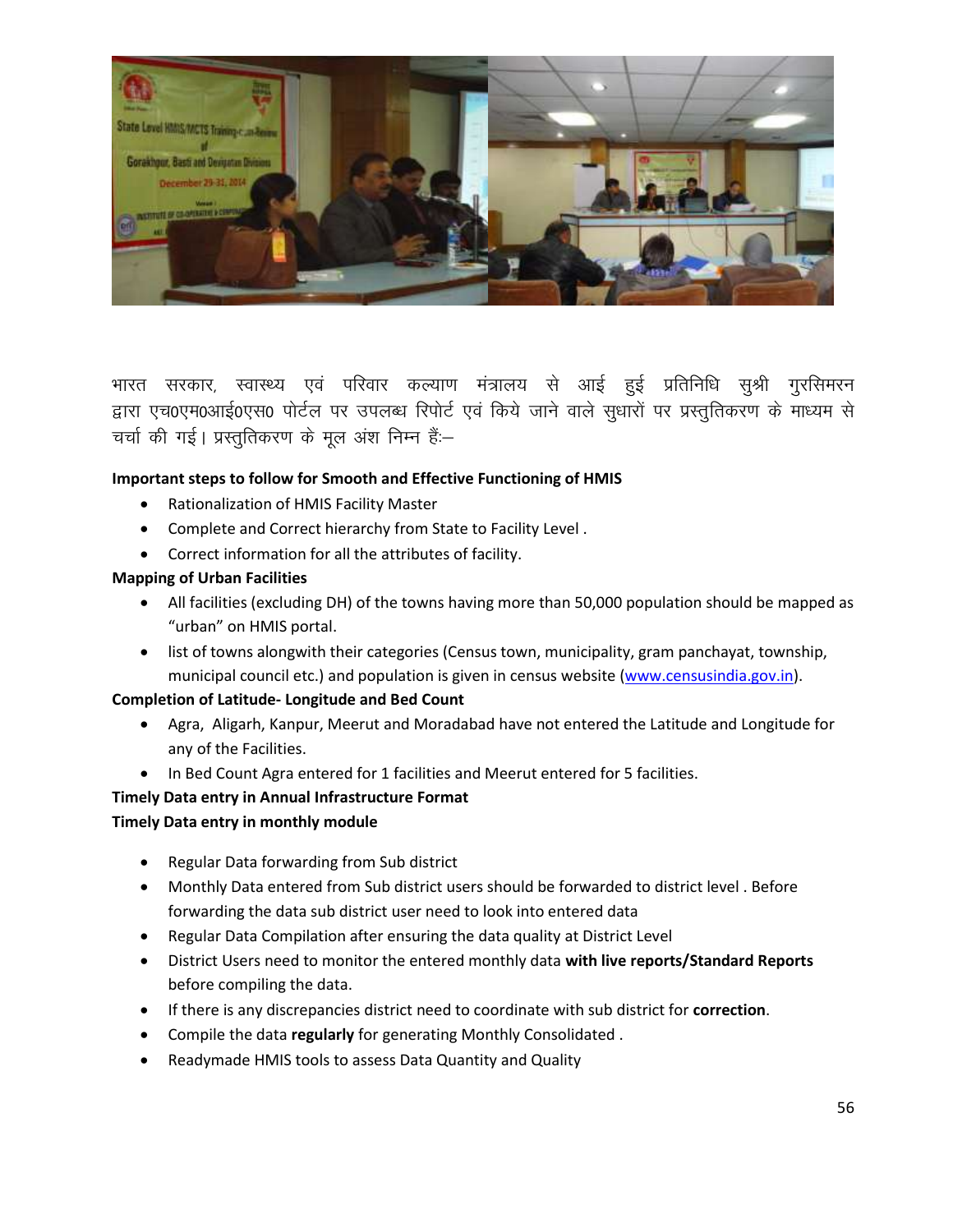भारत सरकार, स्वास्थ्य एवं परिवार कल्याण मंत्रालय से आई हुई प्रतिनिधि सुश्री गुरसिमरन द्वारा एच0एम0आई0एस0 पोर्टल पर उपलब्ध रिपोर्ट एवं किये जाने वाले सुधारों पर प्रस्तुतिकरण के माध्यम से चर्चा की गई। प्रस्तुतिकरण के मूल अंश निम्न हैः–

**Important steps to follow for Smooth and Effective Functioning of HMIS**

- Rationalization of HMIS Facility Master
- Complete and Correct hierarchy from State to Facility Level .
- Correct information for all the attributes of facility.

**Mapping of Urban Facilities**

- All facilities (excluding DH) of the towns having more than 50,000 population should be mapped as "urban" on HMIS portal.
- list of towns alongwith their categories (Census town, municipality, gram panchayat, township, municipal council etc.) and population is given in census website (www.censusindia.gov.in).

**Completion of Latitude- Longitude and Bed Count**

- Agra, Aligarh, Kanpur, Meerut and Moradabad have not entered the Latitude and Longitude for any of the Facilities.
- In Bed Count Agra entered for 1 facilities and Meerut entered for 5 facilities.

**Timely Data entry in Annual Infrastructure Format**

**Timely Data entry in monthly module**

- Regular Data forwarding from Sub district
- Monthly Data entered from Sub district users should be forwarded to district level . Before forwarding the data sub district user need to look into entered data
- Regular Data Compilation after ensuring the data quality at District Level
- District Users need to monitor the entered monthly data **with live reports/Standard Reports** before compiling the data.
- If there is any discrepancies district need to coordinate with sub district for **correction**.
- Compile the data **regularly** for generating Monthly Consolidated .
- Readymade HMIS tools to assess Data Quantity and Quality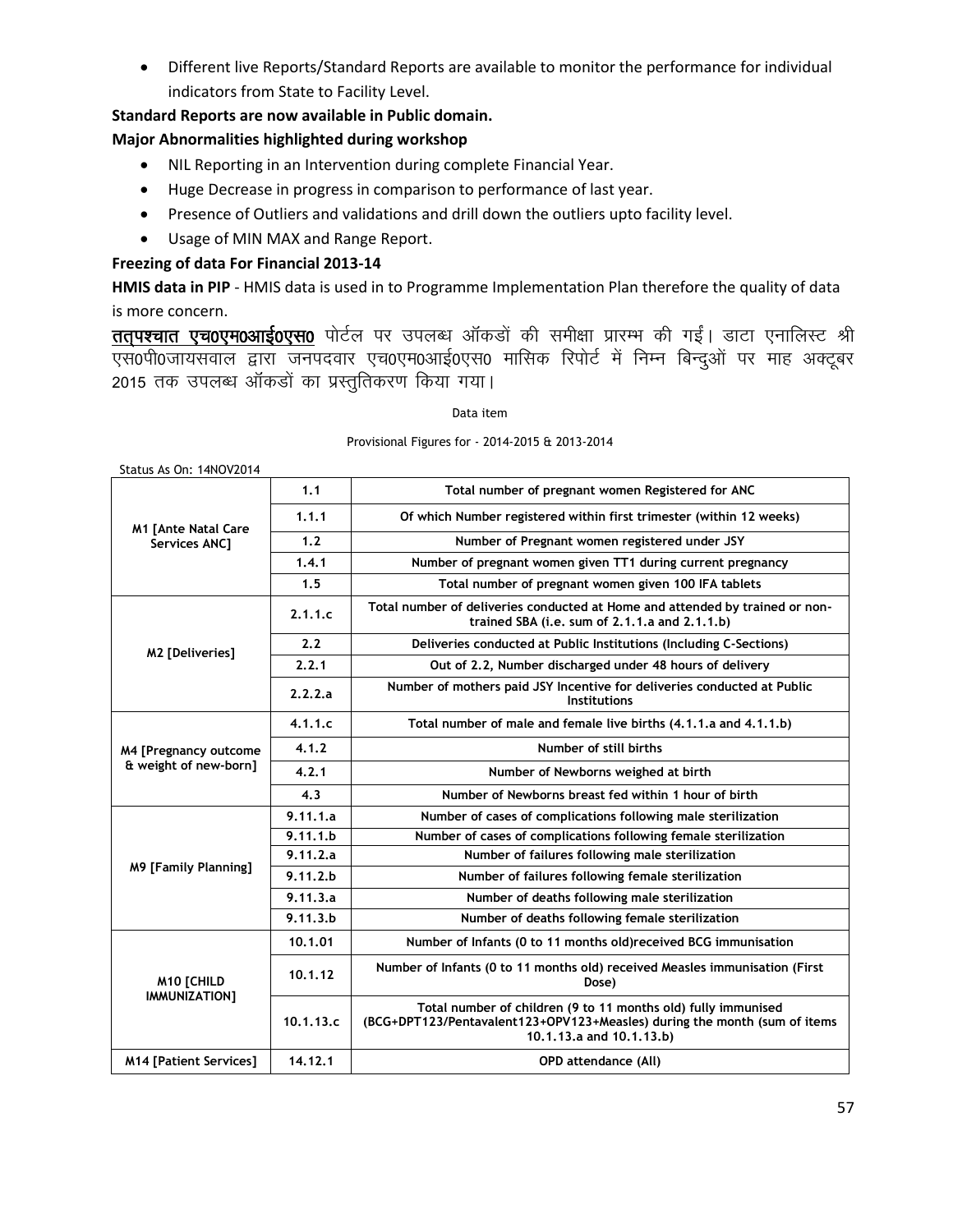- Different live Reports/Standard Reports are available to monitor the performance for individual indicators from State to Facility Level.

**Standard Reports are now available in Public domain.**

**Major Abnormalities highlighted during workshop**

- NIL Reporting in an Intervention during complete Financial Year.
- Huge Decrease in progress in comparison to performance of last year.
- Presence of Outliers and validations and drill down the outliers upto facility level.
- Usage of MIN MAX and Range Report.

**Freezing of data For Financial 2013-14**

**HMIS data in PIP** - HMIS data is used in to Programme Implementation Plan therefore the quality of data is more concern.

**तत्पश्चात एच0एम0आई0एस0** पोर्टल पर उपलब्ध ऑकडों की समीक्षा प्रारम्भ की गई। डाटा एनालिस्ट श्री एस0पी0जायसवाल द्वारा जनपदवार एच0एम0आई0एस0 मासिक रिपोर्ट में निम्न बिन्दुओं पर माह अक्टूबर 2015 तक उपलब्ध ऑकडों का प्रस्तुतिकरण किया गया।

Data item

Provisional Figures for - 2014-2015 & 2013-2014

Status As On: 14NOV2014

| | | |
|---|---|---|
| M1 [Ante Natal Care Services ANC] | 1.1 | Total number of pregnant women Registered for ANC |
| | 1.1.1 | Of which Number registered within first trimester (within 12 weeks) |
| | 1.2 | Number of Pregnant women registered under JSY |
| | 1.4.1 | Number of pregnant women given TT1 during current pregnancy |
| | 1.5 | Total number of pregnant women given 100 IFA tablets |
| M2 [Deliveries] | 2.1.1.c | Total number of deliveries conducted at Home and attended by trained or non-trained SBA (i.e. sum of 2.1.1.a and 2.1.1.b) |
| | 2.2 | Deliveries conducted at Public Institutions (Including C-Sections) |
| | 2.2.1 | Out of 2.2, Number discharged under 48 hours of delivery |
| | 2.2.2.a | Number of mothers paid JSY Incentive for deliveries conducted at Public Institutions |
| M4 [Pregnancy outcome & weight of new-born] | 4.1.1.c | Total number of male and female live births (4.1.1.a and 4.1.1.b) |
| | 4.1.2 | Number of still births |
| | 4.2.1 | Number of Newborns weighed at birth |
| | 4.3 | Number of Newborns breast fed within 1 hour of birth |
| M9 [Family Planning] | 9.11.1.a | Number of cases of complications following male sterilization |
| | 9.11.1.b | Number of cases of complications following female sterilization |
| | 9.11.2.a | Number of failures following male sterilization |
| | 9.11.2.b | Number of failures following female sterilization |
| | 9.11.3.a | Number of deaths following male sterilization |
| | 9.11.3.b | Number of deaths following female sterilization |
| M10 [CHILD IMMUNIZATION] | 10.1.01 | Number of Infants (0 to 11 months old)received BCG immunisation |
| | 10.1.12 | Number of Infants (0 to 11 months old) received Measles immunisation (First Dose) |
| | 10.1.13.c | Total number of children (9 to 11 months old) fully immunised (BCG+DPT123/Pentavalent123+OPV123+Measles) during the month (sum of items 10.1.13.a and 10.1.13.b) |
| M14 [Patient Services] | 14.12.1 | OPD attendance (All) |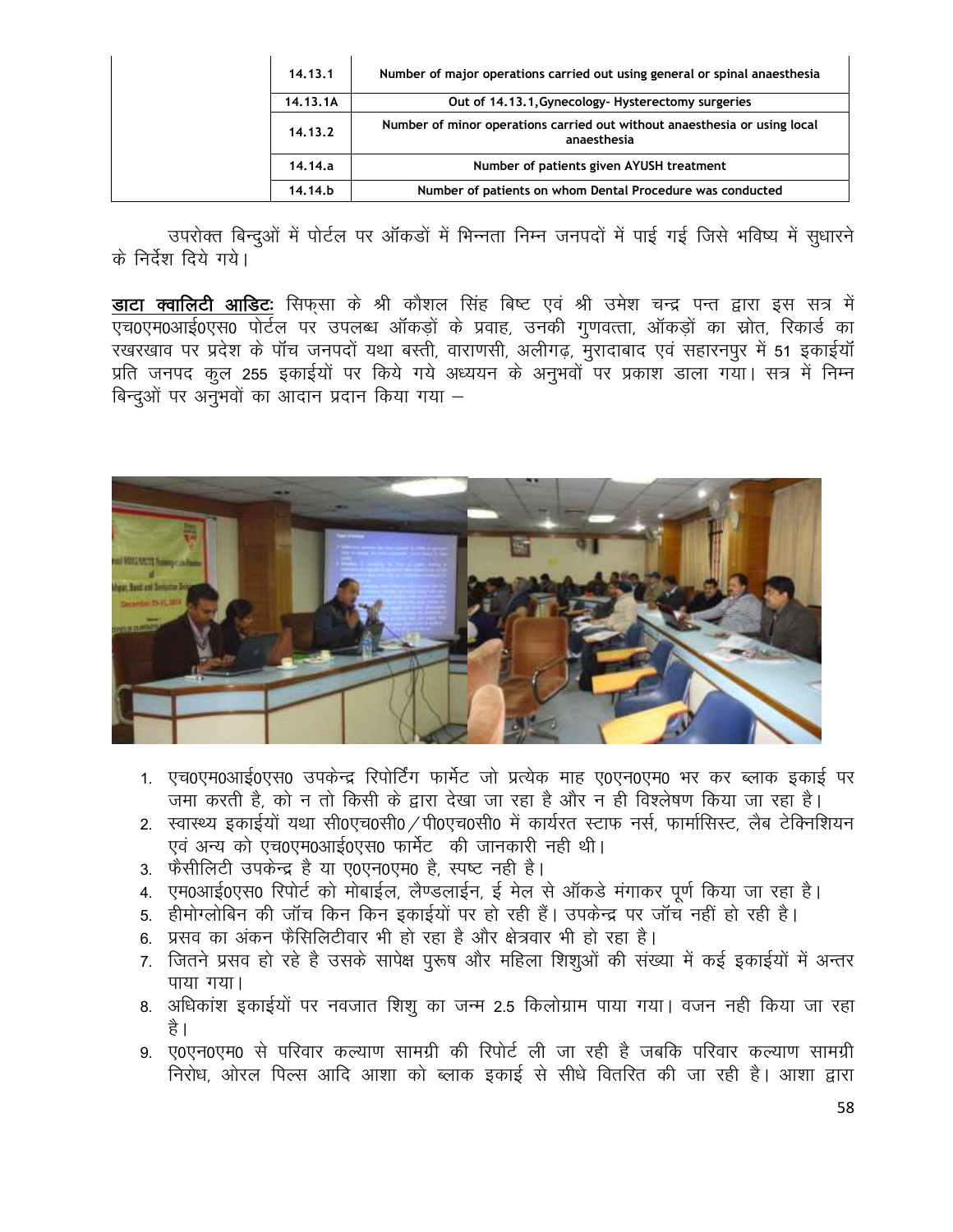| | 14.13.1 | Number of major operations carried out using general or spinal anaesthesia |
|---|---|---|
| | 14.13.1A | Out of 14.13.1,Gynecology- Hysterectomy surgeries |
| | 14.13.2 | Number of minor operations carried out without anaesthesia or using local anaesthesia |
| | 14.14.a | Number of patients given AYUSH treatment |
| | 14.14.b | Number of patients on whom Dental Procedure was conducted |

उपरोक्त बिन्दुओं में पोर्टल पर ऑकडों में भिन्नता निम्न जनपदों में पाई गई जिसे भविष्य में सुधारने के निर्देश दिये गये।

**डाटा क्वालिटी आडिटः** सिफ्सा के श्री कौशल सिंह बिष्ट एवं श्री उमेश चन्द्र पन्त द्वारा इस सत्र में एच0एम0आई0एस0 पोर्टल पर उपलब्ध ऑकड़ों के प्रवाह, उनकी गुणवत्ता, ऑकड़ों का स्रोत, रिकार्ड का रखरखाव पर प्रदेश के पॉच जनपदों यथा बस्ती, वाराणसी, अलीगढ़, मुरादाबाद एवं सहारनपुर में 51 इकाईयॉ प्रति जनपद कुल 255 इकाईयों पर किये गये अध्ययन के अनुभवों पर प्रकाश डाला गया। सत्र में निम्न बिन्दुओं पर अनुभवों का आदान प्रदान किया गया –

1. एच0एम0आई0एस0 उपकेन्द्र रिपोर्टिंग फार्मेट जो प्रत्येक माह ए0एन0एम0 भर कर ब्लाक इकाई पर जमा करती है, को न तो किसी के द्वारा देखा जा रहा है और न ही विश्लेषण किया जा रहा है।
2. स्वास्थ्य इकाईयों यथा सी0एच0सी0 / पी0एच0सी0 में कार्यरत स्टाफ नर्स, फार्मासिस्ट, लैब टेक्निशियन एवं अन्य को एच0एम0आई0एस0 फार्मेट की जानकारी नही थी।
3. फैसीलिटी उपकेन्द्र है या ए0एन0एम0 है, स्पष्ट नही है।
4. एम0आई0एस0 रिपोर्ट को मोबाईल, लैण्डलाईन, ई मेल से ऑकडे मंगाकर पूर्ण किया जा रहा है।
5. हीमोग्लोबिन की जॉच किन किन इकाईयों पर हो रही हैं। उपकेन्द्र पर जॉच नहीं हो रही है।
6. प्रसव का अंकन फैसिलिटीवार भी हो रहा है और क्षेत्रवार भी हो रहा है।
7. जितने प्रसव हो रहे है उसके सापेक्ष पुरूष और महिला शिशुओं की संख्या में कई इकाईयों में अन्तर पाया गया।
8. अधिकांश इकाईयों पर नवजात शिशु का जन्म 2.5 किलोग्राम पाया गया। वजन नही किया जा रहा है।
9. ए0एन0एम0 से परिवार कल्याण सामग्री की रिपोर्ट ली जा रही है जबकि परिवार कल्याण सामग्री निरोध, ओरल पिल्स आदि आशा को ब्लाक इकाई से सीधे वितरित की जा रही है। आशा द्वारा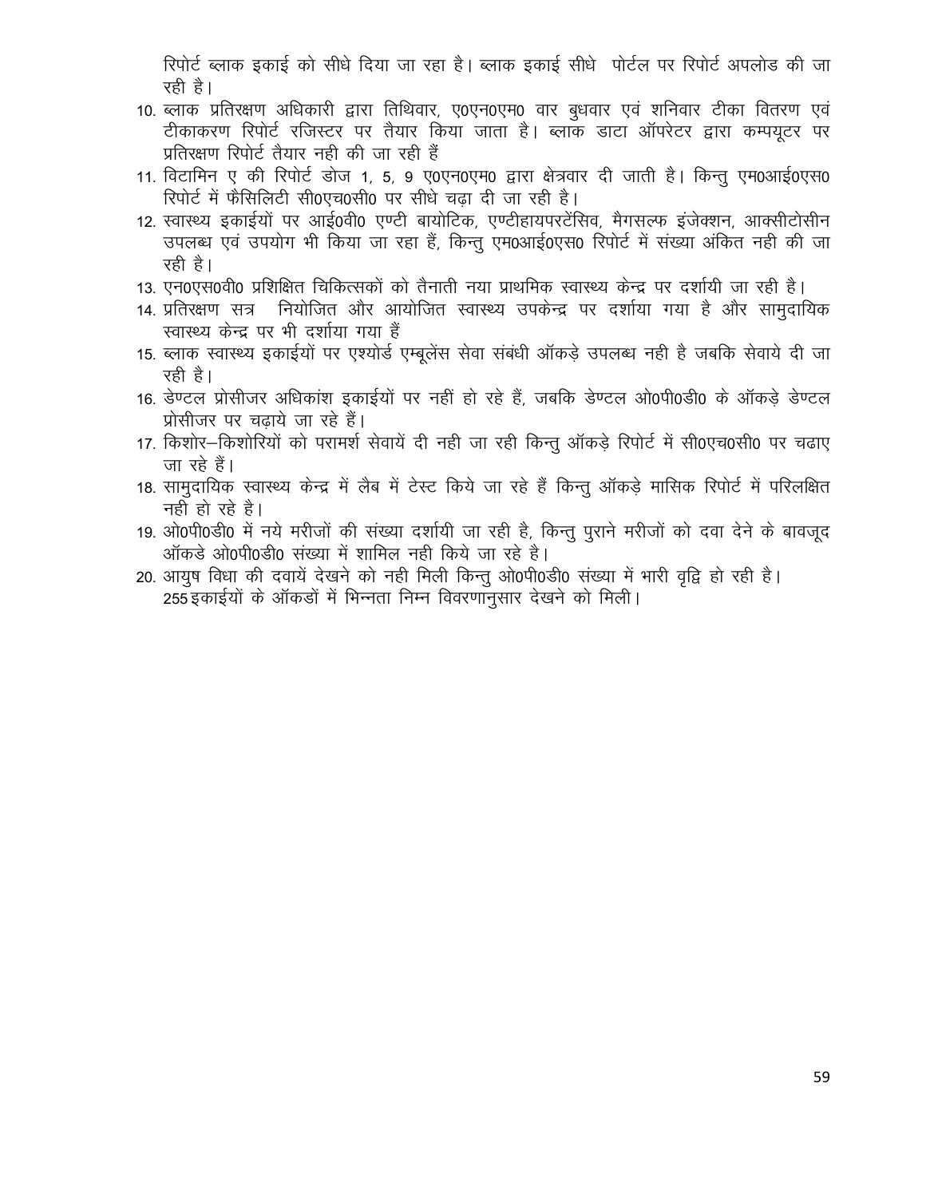रिपोर्ट ब्लाक इकाई को सीधे दिया जा रहा है। ब्लाक इकाई सीधे पोर्टल पर रिपोर्ट अपलोड की जा रही है।

10. ब्लाक प्रतिरक्षण अधिकारी द्वारा तिथिवार, ए0एन0एम0 वार बुधवार एवं शनिवार टीका वितरण एवं टीकाकरण रिपोर्ट रजिस्टर पर तैयार किया जाता है। ब्लाक डाटा ऑपरेटर द्वारा कम्पयूटर पर प्रतिरक्षण रिपोर्ट तैयार नही की जा रही हैं
11. विटामिन ए की रिपोर्ट डोज 1, 5, 9 ए0एन0एम0 द्वारा क्षेत्रवार दी जाती है। किन्तु एम0आई0एस0 रिपोर्ट में फैसिलिटी सी0एच0सी0 पर सीधे चढ़ा दी जा रही है।
12. स्वास्थ्य इकाईयों पर आई0वी0 एण्टी बायोटिक, एण्टीहायपरटेंसिव, मैगसल्फ इंजेक्शन, आक्सीटोसीन उपलब्ध एवं उपयोग भी किया जा रहा हैं, किन्तु एम0आई0एस0 रिपोर्ट में संख्या अंकित नही की जा रही है।
13. एन0एस0वी0 प्रशिक्षित चिकित्सकों को तैनाती नया प्राथमिक स्वास्थ्य केन्द्र पर दर्शायी जा रही है।
14. प्रतिरक्षण सत्र नियोजित और आयोजित स्वास्थ्य उपकेन्द्र पर दर्शाया गया है और सामुदायिक स्वास्थ्य केन्द्र पर भी दर्शाया गया हैं
15. ब्लाक स्वास्थ्य इकाईयों पर एश्योर्ड एम्बूलेंस सेवा संबंधी ऑकड़े उपलब्ध नही है जबकि सेवाये दी जा रही है।
16. डेण्टल प्रोसीजर अधिकांश इकाईयों पर नहीं हो रहे हैं, जबकि डेण्टल ओ0पी0डी0 के ऑकड़े डेण्टल प्रोसीजर पर चढ़ाये जा रहे हैं।
17. किशोर–किशोरियों को परामर्श सेवायें दी नही जा रही किन्तु ऑकड़े रिपोर्ट में सी0एच0सी0 पर चढाए जा रहे हैं।
18. सामुदायिक स्वास्थ्य केन्द्र में लैब में टेस्ट किये जा रहे हैं किन्तु ऑकड़े मासिक रिपोर्ट में परिलक्षित नही हो रहे है।
19. ओ0पी0डी0 में नये मरीजों की संख्या दर्शायी जा रही है, किन्तु पुराने मरीजों को दवा देने के बावजूद ऑकडे ओ0पी0डी0 संख्या में शामिल नही किये जा रहे है।
20. आयुष विधा की दवायें देखने को नही मिली किन्तु ओ0पी0डी0 संख्या में भारी वृद्वि हो रही है।

255 इकाईयों के ऑकडों में भिन्नता निम्न विवरणानुसार देखने को मिली।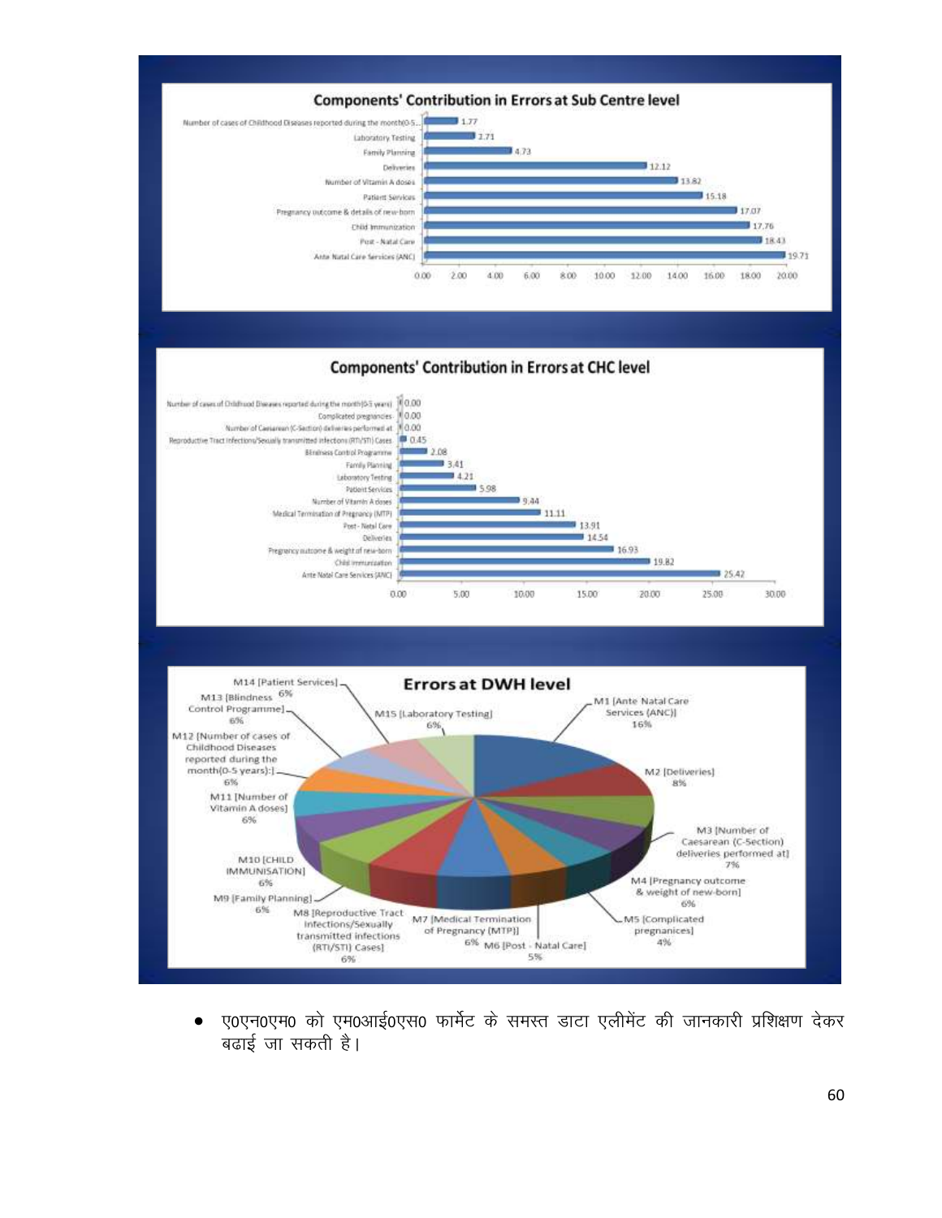**Components' Contribution in Errors at Sub Centre level**

| Component | Value |
|---|---|
| Number of cases of Childhood Diseases reported during the month(0-5... | 1.77 |
| Laboratory Testing | 2.71 |
| Family Planning | 4.73 |
| Deliveries | 12.12 |
| Number of Vitamin A doses | 13.82 |
| Patient Services | 15.18 |
| Pregnancy outcome & details of new-born | 17.07 |
| Child Immunization | 17.76 |
| Post - Natal Care | 18.43 |
| Ante Natal Care Services (ANC) | 19.71 |

**Components' Contribution in Errors at CHC level**

| Component | Value |
|---|---|
| Number of cases of Childhood Diseases reported during the month(0-5 years) | 0.00 |
| Complicated pregnancies | 0.00 |
| Number of Caesarean (C-Section) deliveries performed at | 0.00 |
| Reproductive Tract Infections/Sexually transmitted infections (RTI/STI) Cases | 0.45 |
| Blindness Control Programme | 2.08 |
| Family Planning | 3.41 |
| Laboratory Testing | 4.21 |
| Patient Services | 5.98 |
| Number of Vitamin A doses | 9.44 |
| Medical Termination of Pregnancy (MTP) | 11.11 |
| Post - Natal Care | 13.91 |
| Deliveries | 14.54 |
| Pregnancy outcome & weight of new-born | 16.93 |
| Child immunization | 19.82 |
| Ante Natal Care Services (ANC) | 25.42 |

**Errors at DWH level**

| Component | Share |
|---|---|
| M1 [Ante Natal Care Services (ANC)] | 16% |
| M2 [Deliveries] | 8% |
| M3 [Number of Caesarean (C-Section) deliveries performed at] | 7% |
| M4 [Pregnancy outcome & weight of new-born] | 6% |
| M5 [Complicated pregnanices] | 4% |
| M6 [Post - Natal Care] | 5% |
| M7 [Medical Termination of Pregnancy (MTP)] | 6% |
| M8 [Reproductive Tract Infections/Sexually transmitted infections (RTI/STI) Cases] | 6% |
| M9 [Family Planning] | 6% |
| M10 [CHILD IMMUNISATION] | 6% |
| M11 [Number of Vitamin A doses] | 6% |
| M12 [Number of cases of Childhood Diseases reported during the month(0-5 years):] | 6% |
| M13 [Blindness Control Programme] | 6% |
| M14 [Patient Services] | 6% |
| M15 [Laboratory Testing] | 6% |

- ए0एन0एम0 को एम0आई0एस0 फार्मेट के समस्त डाटा एलीमेंट की जानकारी प्रशिक्षण देकर बढाई जा सकती है।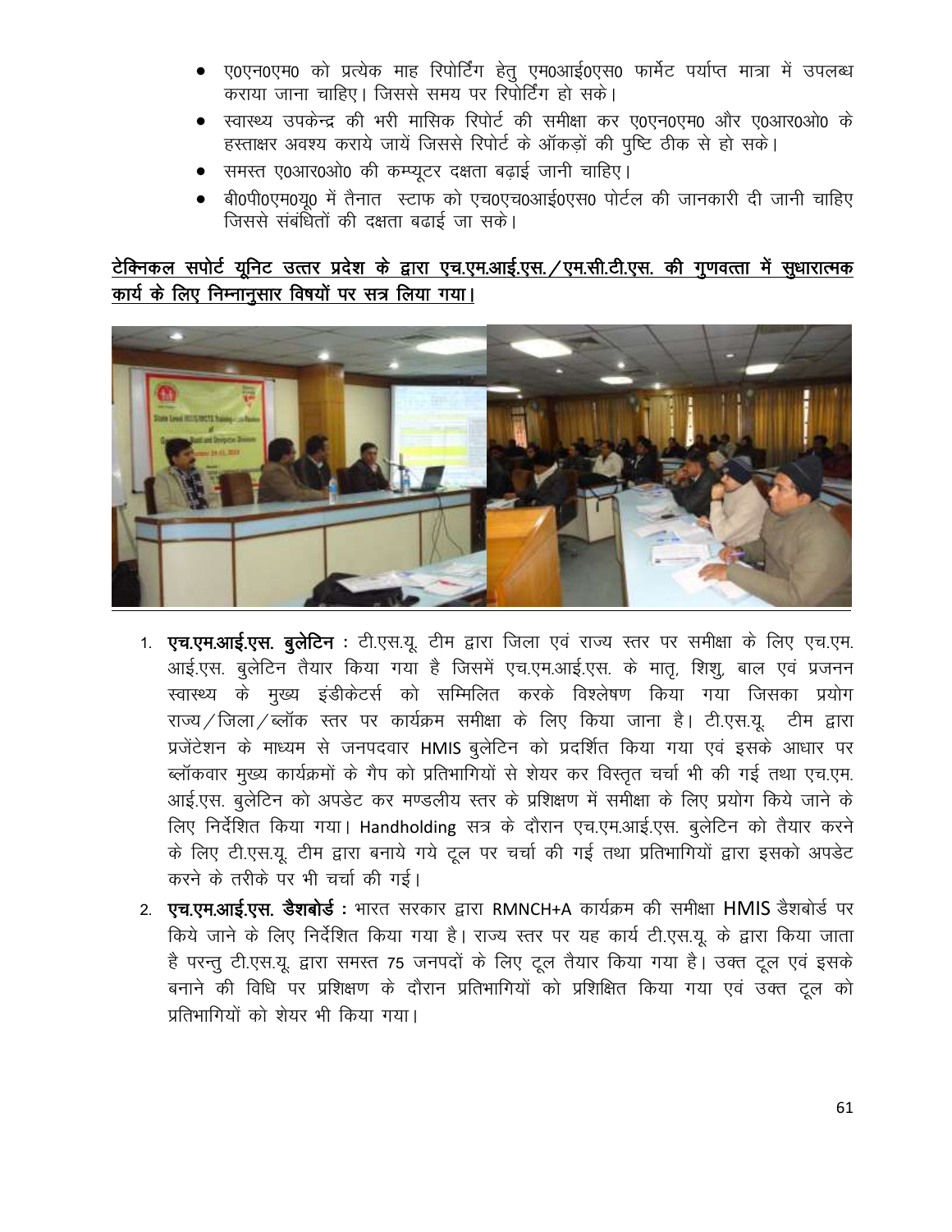- ए0एन0एम0 को प्रत्येक माह रिपोर्टिंग हेतु एम0आई0एस0 फार्मेट पर्याप्त मात्रा में उपलब्ध कराया जाना चाहिए। जिससे समय पर रिपोर्टिंग हो सके।
- स्वास्थ्य उपकेन्द्र की भरी मासिक रिपोर्ट की समीक्षा कर ए0एन0एम0 और ए0आर0ओ0 के हस्ताक्षर अवश्य कराये जायें जिससे रिपोर्ट के ऑकड़ों की पुष्टि ठीक से हो सके।
- समस्त ए0आर0ओ0 की कम्प्यूटर दक्षता बढ़ाई जानी चाहिए।
- बी0पी0एम0यू0 में तैनात स्टाफ को एच0एच0आई0एस0 पोर्टल की जानकारी दी जानी चाहिए जिससे संबंधितों की दक्षता बढाई जा सके।

**<u>टेक्निकल सपोर्ट यूनिट उत्तर प्रदेश के द्वारा एच.एम.आई.एस./एम.सी.टी.एस. की गुणवत्ता में सुधारात्मक कार्य के लिए निम्नानुसार विषयों पर सत्र लिया गया।</u>**

1. **एच.एम.आई.एस. बुलेटिन :** टी.एस.यू. टीम द्वारा जिला एवं राज्य स्तर पर समीक्षा के लिए एच.एम. आई.एस. बुलेटिन तैयार किया गया है जिसमें एच.एम.आई.एस. के मातृ, शिशु, बाल एवं प्रजनन स्वास्थ्य के मुख्य इंडीकेटर्स को सम्मिलित करके विश्लेषण किया गया जिसका प्रयोग राज्य/जिला/ब्लॉक स्तर पर कार्यक्रम समीक्षा के लिए किया जाना है। टी.एस.यू. टीम द्वारा प्रजेंटेशन के माध्यम से जनपदवार HMIS बुलेटिन को प्रदर्शित किया गया एवं इसके आधार पर ब्लॉकवार मुख्य कार्यक्रमों के गैप को प्रतिभागियों से शेयर कर विस्तृत चर्चा भी की गई तथा एच.एम. आई.एस. बुलेटिन को अपडेट कर मण्डलीय स्तर के प्रशिक्षण में समीक्षा के लिए प्रयोग किये जाने के लिए निर्देशित किया गया। Handholding सत्र के दौरान एच.एम.आई.एस. बुलेटिन को तैयार करने के लिए टी.एस.यू. टीम द्वारा बनाये गये टूल पर चर्चा की गई तथा प्रतिभागियों द्वारा इसको अपडेट करने के तरीके पर भी चर्चा की गई।
2. **एच.एम.आई.एस. डैशबोर्ड :** भारत सरकार द्वारा RMNCH+A कार्यक्रम की समीक्षा HMIS डैशबोर्ड पर किये जाने के लिए निर्देशित किया गया है। राज्य स्तर पर यह कार्य टी.एस.यू. के द्वारा किया जाता है परन्तु टी.एस.यू. द्वारा समस्त 75 जनपदों के लिए टूल तैयार किया गया है। उक्त टूल एवं इसके बनाने की विधि पर प्रशिक्षण के दौरान प्रतिभागियों को प्रशिक्षित किया गया एवं उक्त टूल को प्रतिभागियों को शेयर भी किया गया।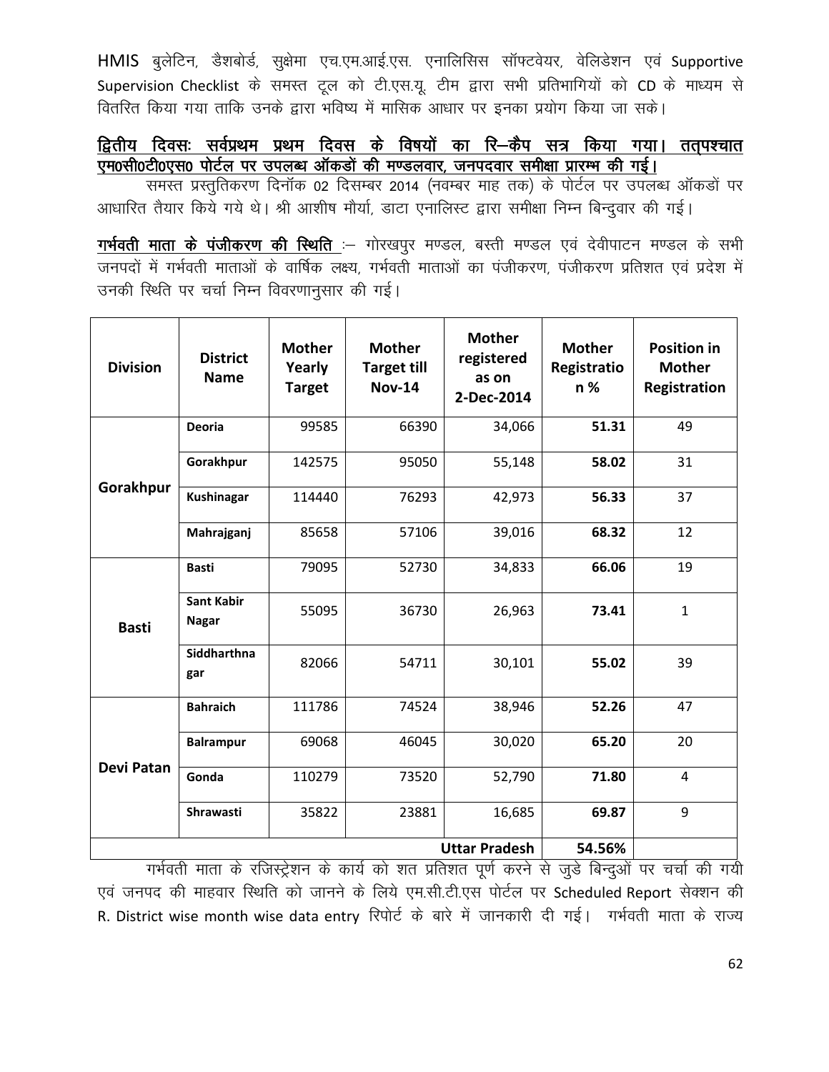HMIS बुलेटिन, डैशबोर्ड, सुक्षेमा एच.एम.आई.एस. एनालिसिस सॉफ्टवेयर, वेलिडेशन एवं Supportive Supervision Checklist के समस्त टूल को टी.एस.यू. टीम द्वारा सभी प्रतिभागियों को CD के माध्यम से वितरित किया गया ताकि उनके द्वारा भविष्य में मासिक आधार पर इनका प्रयोग किया जा सके।

**<u>द्वितीय दिवसः सर्वप्रथम प्रथम दिवस के विषयों का रि–कैप सत्र किया गया। तत्पश्चात एम0सी0टी0एस0 पोर्टल पर उपलब्ध ऑकडों की मण्डलवार, जनपदवार समीक्षा प्रारम्भ की गई।</u>**

समस्त प्रस्तुतिकरण दिनॉक 02 दिसम्बर 2014 (नवम्बर माह तक) के पोर्टल पर उपलब्ध ऑकडों पर आधारित तैयार किये गये थे। श्री आशीष मौर्या, डाटा एनालिस्ट द्वारा समीक्षा निम्न बिन्दुवार की गई।

**<u>गर्भवती माता के पंजीकरण की स्थिति</u>** :– गोरखपुर मण्डल, बस्ती मण्डल एवं देवीपाटन मण्डल के सभी जनपदों में गर्भवती माताओं के वार्षिक लक्ष्य, गर्भवती माताओं का पंजीकरण, पंजीकरण प्रतिशत एवं प्रदेश में उनकी स्थिति पर चर्चा निम्न विवरणानुसार की गई।

| Division | District Name | Mother Yearly Target | Mother Target till Nov-14 | Mother registered as on 2-Dec-2014 | Mother Registration % | Position in Mother Registration |
|---|---|---|---|---|---|---|
| Gorakhpur | Deoria | 99585 | 66390 | 34,066 | **51.31** | 49 |
| | Gorakhpur | 142575 | 95050 | 55,148 | **58.02** | 31 |
| | Kushinagar | 114440 | 76293 | 42,973 | **56.33** | 37 |
| | Mahrajganj | 85658 | 57106 | 39,016 | **68.32** | 12 |
| Basti | Basti | 79095 | 52730 | 34,833 | **66.06** | 19 |
| | Sant Kabir Nagar | 55095 | 36730 | 26,963 | **73.41** | 1 |
| | Siddharthnagar | 82066 | 54711 | 30,101 | **55.02** | 39 |
| Devi Patan | Bahraich | 111786 | 74524 | 38,946 | **52.26** | 47 |
| | Balrampur | 69068 | 46045 | 30,020 | **65.20** | 20 |
| | Gonda | 110279 | 73520 | 52,790 | **71.80** | 4 |
| | Shrawasti | 35822 | 23881 | 16,685 | **69.87** | 9 |
| | | | | **Uttar Pradesh** | **54.56%** | |

गर्भवती माता के रजिस्ट्रेशन के कार्य को शत प्रतिशत पूर्ण करने से जुडे बिन्दुओं पर चर्चा की गयी एवं जनपद की माहवार स्थिति को जानने के लिये एम.सी.टी.एस पोर्टल पर Scheduled Report सेक्शन की R. District wise month wise data entry रिपोर्ट के बारे में जानकारी दी गई। गर्भवती माता के राज्य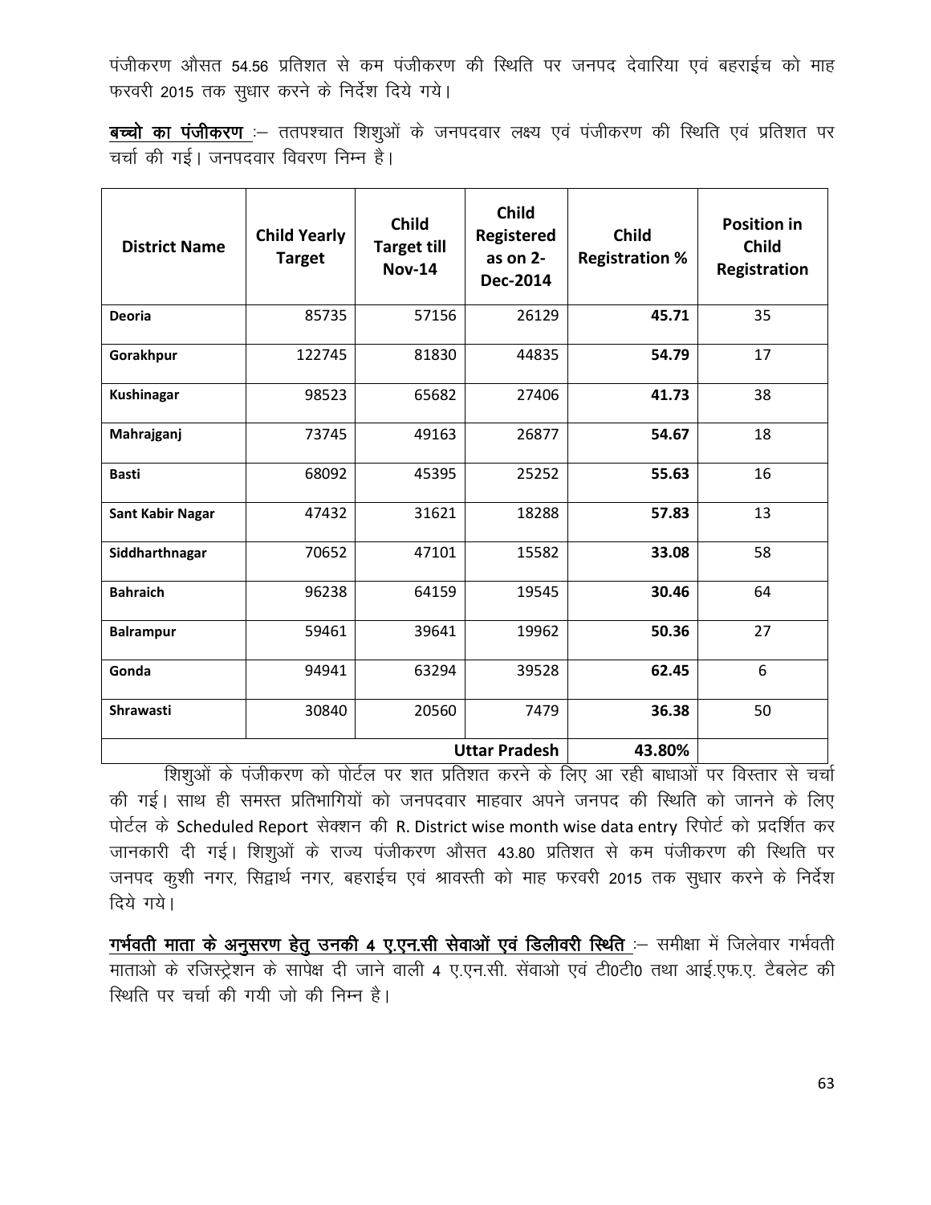पंजीकरण औसत 54.56 प्रतिशत से कम पंजीकरण की स्थिति पर जनपद देवारिया एवं बहराईच को माह फरवरी 2015 तक सुधार करने के निर्देश दिये गये।

**बच्चो का पंजीकरण** :– ततपश्चात शिशुओं के जनपदवार लक्ष्य एवं पंजीकरण की स्थिति एवं प्रतिशत पर चर्चा की गई। जनपदवार विवरण निम्न है।

| District Name | Child Yearly Target | Child Target till Nov-14 | Child Registered as on 2-Dec-2014 | Child Registration % | Position in Child Registration |
|---|---|---|---|---|---|
| **Deoria** | 85735 | 57156 | 26129 | **45.71** | 35 |
| **Gorakhpur** | 122745 | 81830 | 44835 | **54.79** | 17 |
| **Kushinagar** | 98523 | 65682 | 27406 | **41.73** | 38 |
| **Mahrajganj** | 73745 | 49163 | 26877 | **54.67** | 18 |
| **Basti** | 68092 | 45395 | 25252 | **55.63** | 16 |
| **Sant Kabir Nagar** | 47432 | 31621 | 18288 | **57.83** | 13 |
| **Siddharthnagar** | 70652 | 47101 | 15582 | **33.08** | 58 |
| **Bahraich** | 96238 | 64159 | 19545 | **30.46** | 64 |
| **Balrampur** | 59461 | 39641 | 19962 | **50.36** | 27 |
| **Gonda** | 94941 | 63294 | 39528 | **62.45** | 6 |
| **Shrawasti** | 30840 | 20560 | 7479 | **36.38** | 50 |
| | | | **Uttar Pradesh** | **43.80%** | |

शिशुओं के पंजीकरण को पोर्टल पर शत प्रतिशत करने के लिए आ रही बाधाओं पर विस्तार से चर्चा की गई। साथ ही समस्त प्रतिभागियों को जनपदवार माहवार अपने जनपद की स्थिति को जानने के लिए पोर्टल के Scheduled Report सेक्शन की R. District wise month wise data entry रिपोर्ट को प्रदर्शित कर जानकारी दी गई। शिशुओं के राज्य पंजीकरण औसत 43.80 प्रतिशत से कम पंजीकरण की स्थिति पर जनपद कुशी नगर, सिद्वार्थ नगर, बहराईच एवं श्रावस्ती को माह फरवरी 2015 तक सुधार करने के निर्देश दिये गये।

**गर्भवती माता के अनुसरण हेतु उनकी 4 ए.एन.सी सेवाओं एवं डिलीवरी स्थिति** :– समीक्षा में जिलेवार गर्भवती माताओ के रजिस्ट्रेशन के सापेक्ष दी जाने वाली 4 ए.एन.सी. सेंवाओ एवं टी0टी0 तथा आई.एफ.ए. टैबलेट की स्थिति पर चर्चा की गयी जो की निम्न है।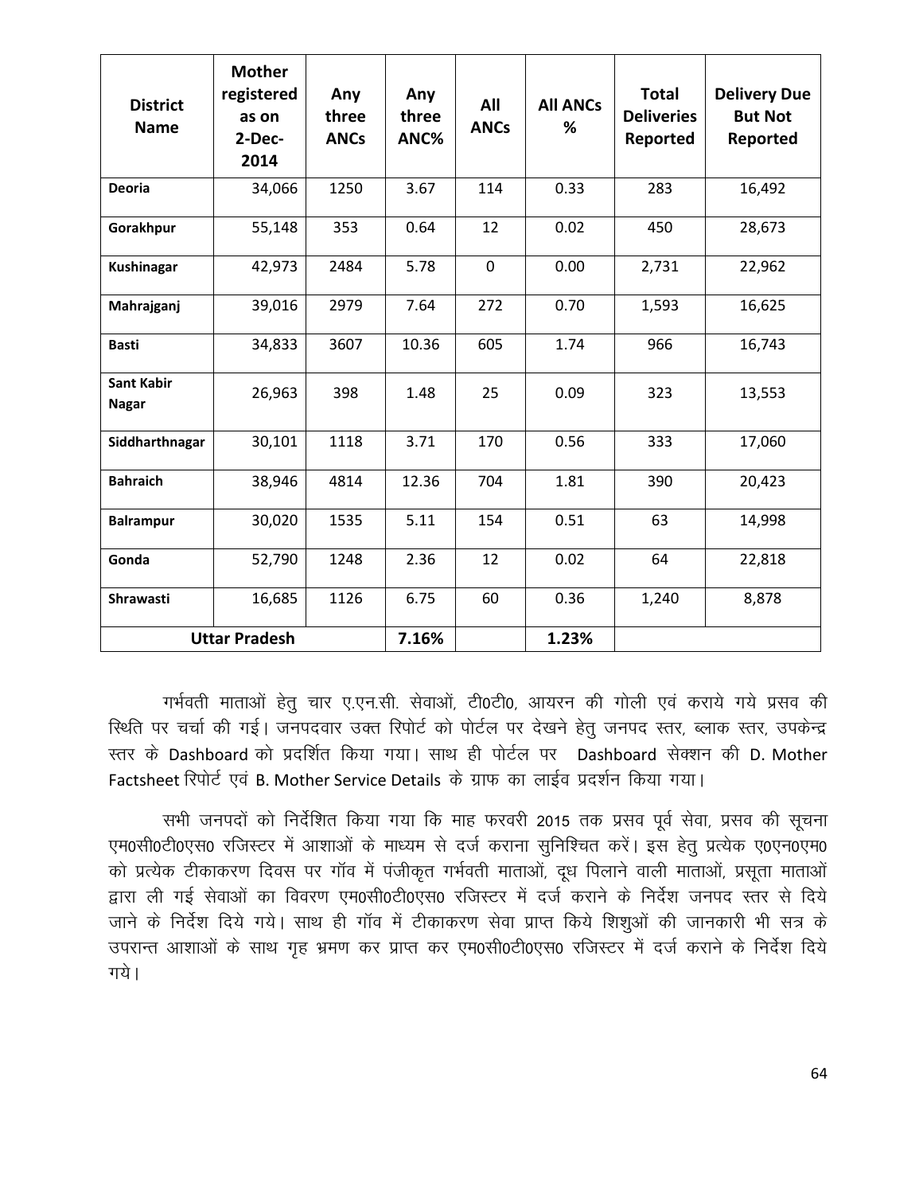| District Name | Mother registered as on 2-Dec-2014 | Any three ANCs | Any three ANC% | All ANCs | All ANCs % | Total Deliveries Reported | Delivery Due But Not Reported |
|---|---|---|---|---|---|---|---|
| **Deoria** | 34,066 | 1250 | 3.67 | 114 | 0.33 | 283 | 16,492 |
| **Gorakhpur** | 55,148 | 353 | 0.64 | 12 | 0.02 | 450 | 28,673 |
| **Kushinagar** | 42,973 | 2484 | 5.78 | 0 | 0.00 | 2,731 | 22,962 |
| **Mahrajganj** | 39,016 | 2979 | 7.64 | 272 | 0.70 | 1,593 | 16,625 |
| **Basti** | 34,833 | 3607 | 10.36 | 605 | 1.74 | 966 | 16,743 |
| **Sant Kabir Nagar** | 26,963 | 398 | 1.48 | 25 | 0.09 | 323 | 13,553 |
| **Siddharthnagar** | 30,101 | 1118 | 3.71 | 170 | 0.56 | 333 | 17,060 |
| **Bahraich** | 38,946 | 4814 | 12.36 | 704 | 1.81 | 390 | 20,423 |
| **Balrampur** | 30,020 | 1535 | 5.11 | 154 | 0.51 | 63 | 14,998 |
| **Gonda** | 52,790 | 1248 | 2.36 | 12 | 0.02 | 64 | 22,818 |
| **Shrawasti** | 16,685 | 1126 | 6.75 | 60 | 0.36 | 1,240 | 8,878 |
| **Uttar Pradesh** | | | **7.16%** | | **1.23%** | | |

गर्भवती माताओं हेतु चार ए.एन.सी. सेवाओं, टी0टी0, आयरन की गोली एवं कराये गये प्रसव की स्थिति पर चर्चा की गई। जनपदवार उक्त रिपोर्ट को पोर्टल पर देखने हेतु जनपद स्तर, ब्लाक स्तर, उपकेन्द्र स्तर के Dashboard को प्रदर्शित किया गया। साथ ही पोर्टल पर Dashboard सेक्शन की D. Mother Factsheet रिपोर्ट एवं B. Mother Service Details के ग्राफ का लाईव प्रदर्शन किया गया।

सभी जनपदों को निर्देशित किया गया कि माह फरवरी 2015 तक प्रसव पूर्व सेवा, प्रसव की सूचना एम0सी0टी0एस0 रजिस्टर में आशाओं के माध्यम से दर्ज कराना सुनिश्चित करें। इस हेतु प्रत्येक ए0एन0एम0 को प्रत्येक टीकाकरण दिवस पर गॉव में पंजीकृत गर्भवती माताओं, दूध पिलाने वाली माताओं, प्रसूता माताओं द्वारा ली गई सेवाओं का विवरण एम0सी0टी0एस0 रजिस्टर में दर्ज कराने के निर्देश जनपद स्तर से दिये जाने के निर्देश दिये गये। साथ ही गॉव में टीकाकरण सेवा प्राप्त किये शिशुओं की जानकारी भी सत्र के उपरान्त आशाओं के साथ गृह भ्रमण कर प्राप्त कर एम0सी0टी0एस0 रजिस्टर में दर्ज कराने के निर्देश दिये गये।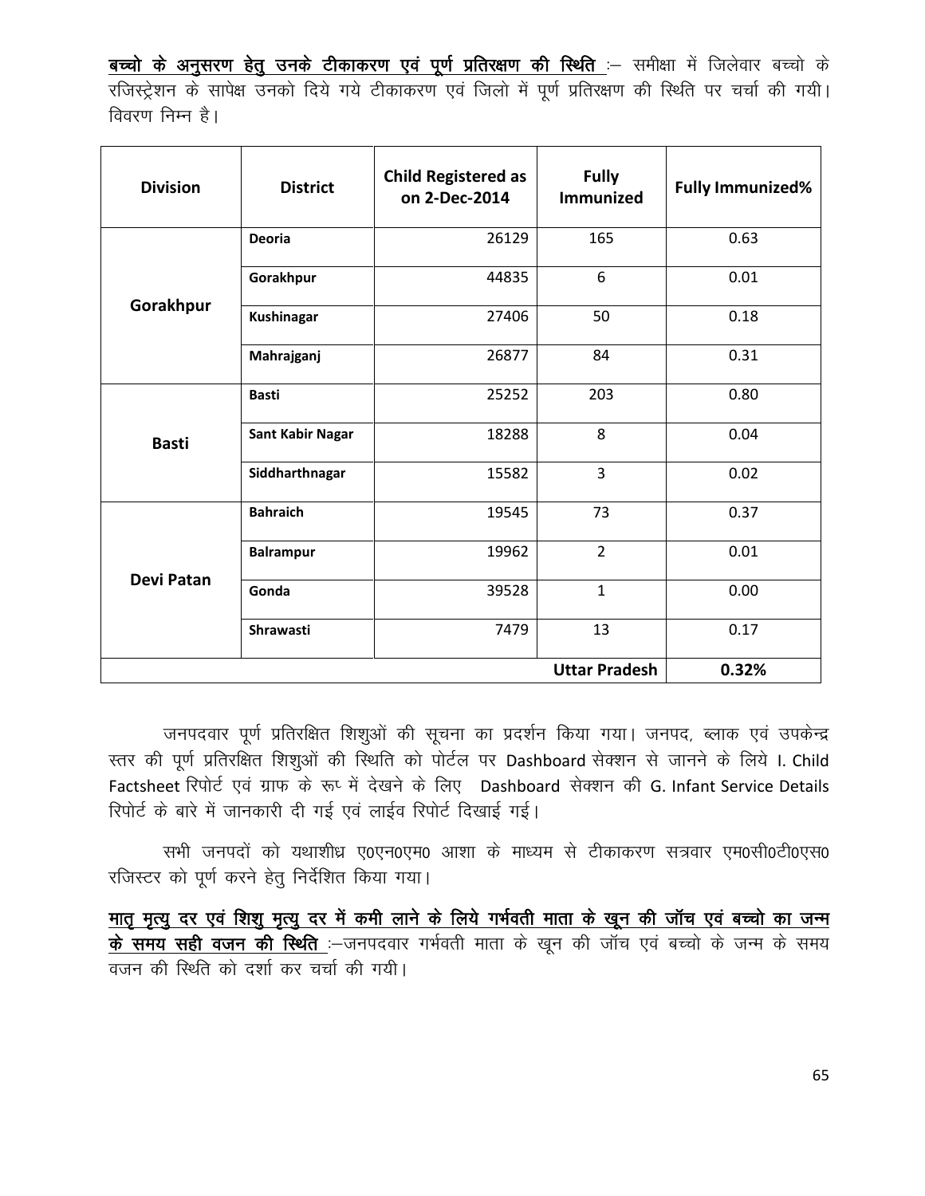**बच्चो के अनुसरण हेतु उनके टीकाकरण एवं पूर्ण प्रतिरक्षण की स्थिति** :– समीक्षा में जिलेवार बच्चो के रजिस्ट्रेशन के सापेक्ष उनको दिये गये टीकाकरण एवं जिलो में पूर्ण प्रतिरक्षण की स्थिति पर चर्चा की गयी। विवरण निम्न है।

| Division | District | Child Registered as on 2-Dec-2014 | Fully Immunized | Fully Immunized% |
|---|---|---|---|---|
| Gorakhpur | Deoria | 26129 | 165 | 0.63 |
| | Gorakhpur | 44835 | 6 | 0.01 |
| | Kushinagar | 27406 | 50 | 0.18 |
| | Mahrajganj | 26877 | 84 | 0.31 |
| Basti | Basti | 25252 | 203 | 0.80 |
| | Sant Kabir Nagar | 18288 | 8 | 0.04 |
| | Siddharthnagar | 15582 | 3 | 0.02 |
| Devi Patan | Bahraich | 19545 | 73 | 0.37 |
| | Balrampur | 19962 | 2 | 0.01 |
| | Gonda | 39528 | 1 | 0.00 |
| | Shrawasti | 7479 | 13 | 0.17 |
| | | | **Uttar Pradesh** | **0.32%** |

जनपदवार पूर्ण प्रतिरक्षित शिशुओं की सूचना का प्रदर्शन किया गया। जनपद, ब्लाक एवं उपकेन्द्र स्तर की पूर्ण प्रतिरक्षित शिशुओं की स्थिति को पोर्टल पर Dashboard सेक्शन से जानने के लिये I. Child Factsheet रिपोर्ट एवं ग्राफ के रूप में देखने के लिए Dashboard सेक्शन की G. Infant Service Details रिपोर्ट के बारे में जानकारी दी गई एवं लाईव रिपोर्ट दिखाई गई।

सभी जनपदों को यथाशीध्र ए0एन0एम0 आशा के माध्यम से टीकाकरण सत्रवार एम0सी0टी0एस0 रजिस्टर को पूर्ण करने हेतु निर्देशित किया गया।

**मातृ मृत्यु दर एवं शिशु मृत्यु दर में कमी लाने के लिये गर्भवती माता के खून की जॉच एवं बच्चो का जन्म के समय सही वजन की स्थिति** :–जनपदवार गर्भवती माता के खून की जॉच एवं बच्चो के जन्म के समय वजन की स्थिति को दर्शा कर चर्चा की गयी।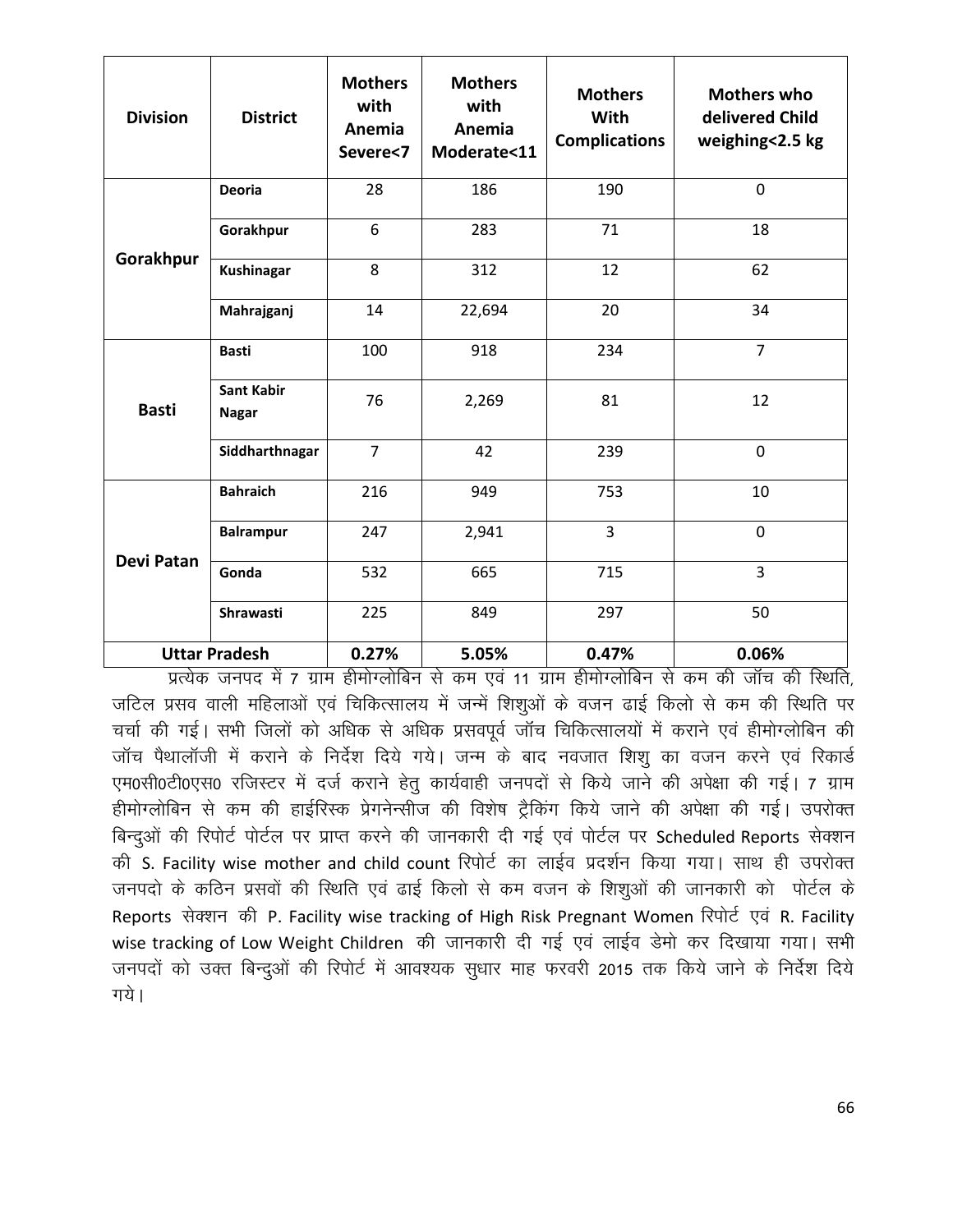| Division | District | Mothers with Anemia Severe<7 | Mothers with Anemia Moderate<11 | Mothers With Complications | Mothers who delivered Child weighing<2.5 kg |
|---|---|---|---|---|---|
| Gorakhpur | Deoria | 28 | 186 | 190 | 0 |
| | Gorakhpur | 6 | 283 | 71 | 18 |
| | Kushinagar | 8 | 312 | 12 | 62 |
| | Mahrajganj | 14 | 22,694 | 20 | 34 |
| Basti | Basti | 100 | 918 | 234 | 7 |
| | Sant Kabir Nagar | 76 | 2,269 | 81 | 12 |
| | Siddharthnagar | 7 | 42 | 239 | 0 |
| Devi Patan | Bahraich | 216 | 949 | 753 | 10 |
| | Balrampur | 247 | 2,941 | 3 | 0 |
| | Gonda | 532 | 665 | 715 | 3 |
| | Shrawasti | 225 | 849 | 297 | 50 |
| **Uttar Pradesh** | | **0.27%** | **5.05%** | **0.47%** | **0.06%** |

प्रत्येक जनपद में 7 ग्राम हीमोग्लोबिन से कम एवं 11 ग्राम हीमोग्लोबिन से कम की जॉच की स्थिति, जटिल प्रसव वाली महिलाओं एवं चिकित्सालय में जन्में शिशुओं के वजन ढाई किलो से कम की स्थिति पर चर्चा की गई। सभी जिलों को अधिक से अधिक प्रसवपूर्व जॉच चिकित्सालयों में कराने एवं हीमोग्लोबिन की जॉच पैथालॉजी में कराने के निर्देश दिये गये। जन्म के बाद नवजात शिशु का वजन करने एवं रिकार्ड एम0सी0टी0एस0 रजिस्टर में दर्ज कराने हेतु कार्यवाही जनपदों से किये जाने की अपेक्षा की गई। 7 ग्राम हीमोग्लोबिन से कम की हाईरिस्क प्रेगनेन्सीज की विशेष ट्रैकिंग किये जाने की अपेक्षा की गई। उपरोक्त बिन्दुओं की रिपोर्ट पोर्टल पर प्राप्त करने की जानकारी दी गई एवं पोर्टल पर Scheduled Reports सेक्शन की S. Facility wise mother and child count रिपोर्ट का लाईव प्रदर्शन किया गया। साथ ही उपरोक्त जनपदो के कठिन प्रसवों की स्थिति एवं ढाई किलो से कम वजन के शिशुओं की जानकारी को पोर्टल के Reports सेक्शन की P. Facility wise tracking of High Risk Pregnant Women रिपोर्ट एवं R. Facility wise tracking of Low Weight Children की जानकारी दी गई एवं लाईव डेमो कर दिखाया गया। सभी जनपदों को उक्त बिन्दुओं की रिपोर्ट में आवश्यक सुधार माह फरवरी 2015 तक किये जाने के निर्देश दिये गये।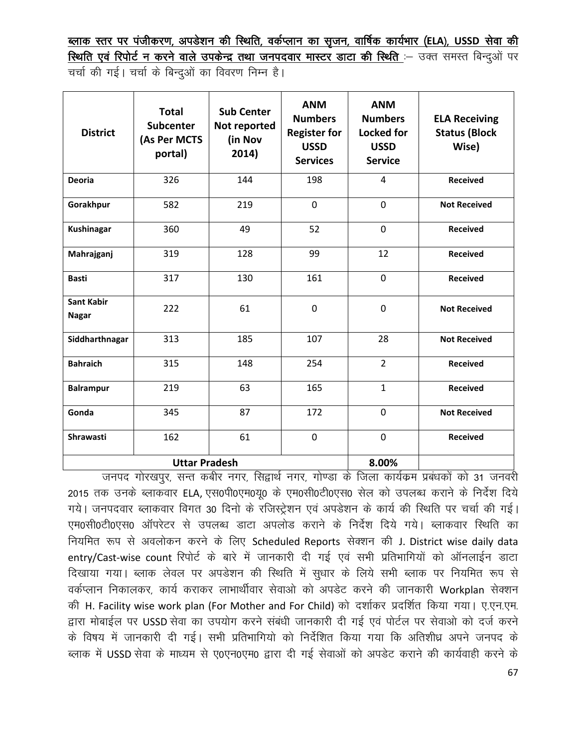**ब्लाक स्तर पर पंजीकरण, अपडेशन की स्थिति, वर्कप्लान का सृजन, वार्षिक कार्यभार (ELA), USSD सेवा की स्थिति एवं रिपोर्ट न करने वाले उपकेन्द्र तथा जनपदवार मास्टर डाटा की स्थिति** :– उक्त समस्त बिन्दुओं पर चर्चा की गई। चर्चा के बिन्दुओं का विवरण निम्न है।

| District | Total Subcenter (As Per MCTS portal) | Sub Center Not reported (in Nov 2014) | ANM Numbers Register for USSD Services | ANM Numbers Locked for USSD Service | ELA Receiving Status (Block Wise) |
|---|---|---|---|---|---|
| **Deoria** | 326 | 144 | 198 | 4 | **Received** |
| **Gorakhpur** | 582 | 219 | 0 | 0 | **Not Received** |
| **Kushinagar** | 360 | 49 | 52 | 0 | **Received** |
| **Mahrajganj** | 319 | 128 | 99 | 12 | **Received** |
| **Basti** | 317 | 130 | 161 | 0 | **Received** |
| **Sant Kabir Nagar** | 222 | 61 | 0 | 0 | **Not Received** |
| **Siddharthnagar** | 313 | 185 | 107 | 28 | **Not Received** |
| **Bahraich** | 315 | 148 | 254 | 2 | **Received** |
| **Balrampur** | 219 | 63 | 165 | 1 | **Received** |
| **Gonda** | 345 | 87 | 172 | 0 | **Not Received** |
| **Shrawasti** | 162 | 61 | 0 | 0 | **Received** |
| **Uttar Pradesh** | | | | **8.00%** | |

जनपद गोरखपुर, सन्त कबीर नगर, सिद्वार्थ नगर, गोण्डा के जिला कार्यक्रम प्रबंधकों को 31 जनवरी 2015 तक उनके ब्लाकवार ELA, एस0पी0एम0यू0 के एम0सी0टी0एस0 सेल को उपलब्ध कराने के निर्देश दिये गये। जनपदवार ब्लाकवार विगत 30 दिनो के रजिस्ट्रेशन एवं अपडेशन के कार्य की स्थिति पर चर्चा की गई। एम0सी0टी0एस0 ऑपरेटर से उपलब्ध डाटा अपलोड कराने के निर्देश दिये गये। ब्लाकवार स्थिति का नियमित रूप से अवलोकन करने के लिए Scheduled Reports सेक्शन की J. District wise daily data entry/Cast-wise count रिपोर्ट के बारे में जानकारी दी गई एवं सभी प्रतिभागियों को ऑनलाईन डाटा दिखाया गया। ब्लाक लेवल पर अपडेशन की स्थिति में सुधार के लिये सभी ब्लाक पर नियमित रूप से वर्कप्लान निकालकर, कार्य कराकर लाभार्थीवार सेवाओ को अपडेट करने की जानकारी Workplan सेक्शन की H. Facility wise work plan (For Mother and For Child) को दर्शाकर प्रदर्शित किया गया। ए.एन.एम. द्वारा मोबाईल पर USSD सेवा का उपयोग करने संबंधी जानकारी दी गई एवं पोर्टल पर सेवाओ को दर्ज करने के विषय में जानकारी दी गई। सभी प्रतिभागियो को निर्देशित किया गया कि अतिशीध्र अपने जनपद के ब्लाक में USSD सेवा के माध्यम से ए0एन0एम0 द्वारा दी गई सेवाओं को अपडेट कराने की कार्यवाही करने के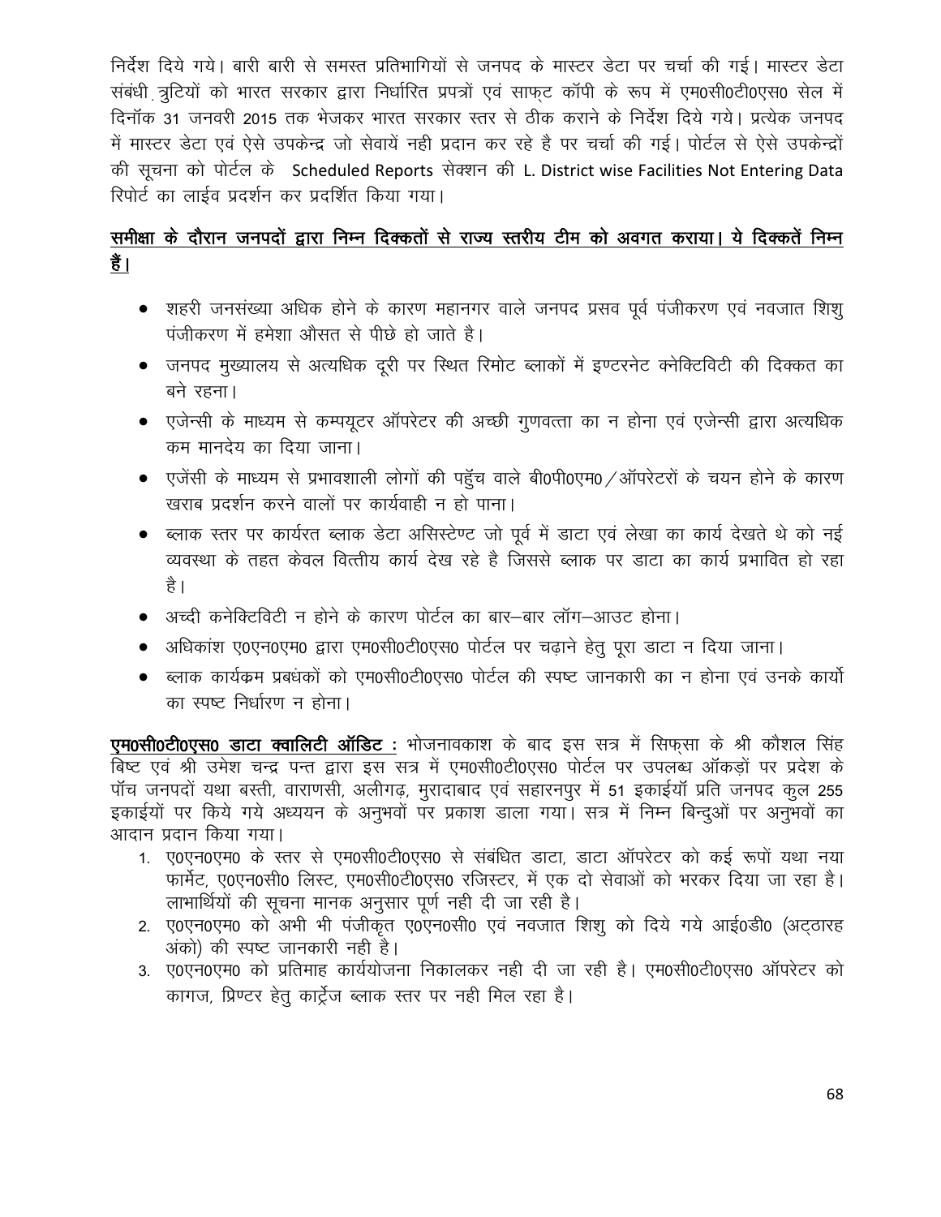निर्देश दिये गये। बारी बारी से समस्त प्रतिभागियों से जनपद के मास्टर डेटा पर चर्चा की गई। मास्टर डेटा संबंधी त्रुटियों को भारत सरकार द्वारा निर्धारित प्रपत्रों एवं साफ्ट कॉपी के रूप में एम0सी0टी0एस0 सेल में दिनॉक 31 जनवरी 2015 तक भेजकर भारत सरकार स्तर से ठीक कराने के निर्देश दिये गये। प्रत्येक जनपद में मास्टर डेटा एवं ऐसे उपकेन्द्र जो सेवायें नही प्रदान कर रहे है पर चर्चा की गई। पोर्टल से ऐसे उपकेन्द्रों की सूचना को पोर्टल के Scheduled Reports सेक्शन की L. District wise Facilities Not Entering Data रिपोर्ट का लाईव प्रदर्शन कर प्रदर्शित किया गया।

**समीक्षा के दौरान जनपदों द्वारा निम्न दिक्कतों से राज्य स्तरीय टीम को अवगत कराया। ये दिक्कतें निम्न हैं।**

- शहरी जनसंख्या अधिक होने के कारण महानगर वाले जनपद प्रसव पूर्व पंजीकरण एवं नवजात शिशु पंजीकरण में हमेशा औसत से पीछे हो जाते है।
- जनपद मुख्यालय से अत्यधिक दूरी पर स्थित रिमोट ब्लाकों में इण्टरनेट क्नेक्टिविटी की दिक्कत का बने रहना।
- एजेन्सी के माध्यम से कम्पयूटर ऑपरेटर की अच्छी गुणवत्ता का न होना एवं एजेन्सी द्वारा अत्यधिक कम मानदेय का दिया जाना।
- एजेंसी के माध्यम से प्रभावशाली लोगों की पहुँच वाले बी0पी0एम0/ऑपरेटरों के चयन होने के कारण खराब प्रदर्शन करने वालों पर कार्यवाही न हो पाना।
- ब्लाक स्तर पर कार्यरत ब्लाक डेटा असिस्टेण्ट जो पूर्व में डाटा एवं लेखा का कार्य देखते थे को नई व्यवस्था के तहत केवल वित्तीय कार्य देख रहे है जिससे ब्लाक पर डाटा का कार्य प्रभावित हो रहा है।
- अच्दी कनेक्टिविटी न होने के कारण पोर्टल का बार–बार लॉग–आउट होना।
- अधिकांश ए0एन0एम0 द्वारा एम0सी0टी0एस0 पोर्टल पर चढ़ाने हेतु पूरा डाटा न दिया जाना।
- ब्लाक कार्यक्रम प्रबधंकों को एम0सी0टी0एस0 पोर्टल की स्पष्ट जानकारी का न होना एवं उनके कार्यो का स्पष्ट निर्धारण न होना।

**एम0सी0टी0एस0 डाटा क्वालिटी ऑडिट :** भोजनावकाश के बाद इस सत्र में सिफ्सा के श्री कौशल सिंह बिष्ट एवं श्री उमेश चन्द्र पन्त द्वारा इस सत्र में एम0सी0टी0एस0 पोर्टल पर उपलब्ध ऑकड़ों पर प्रदेश के पॉच जनपदों यथा बस्ती, वाराणसी, अलीगढ़, मुरादाबाद एवं सहारनपुर में 51 इकाईयॉ प्रति जनपद कुल 255 इकाईयों पर किये गये अध्ययन के अनुभवों पर प्रकाश डाला गया। सत्र में निम्न बिन्दुओं पर अनुभवों का आदान प्रदान किया गया।

1. ए0एन0एम0 के स्तर से एम0सी0टी0एस0 से संबंधित डाटा, डाटा ऑपरेटर को कई रूपों यथा नया फार्मेट, ए0एन0सी0 लिस्ट, एम0सी0टी0एस0 रजिस्टर, में एक दो सेवाओं को भरकर दिया जा रहा है। लाभार्थियों की सूचना मानक अनुसार पूर्ण नही दी जा रही है।
2. ए0एन0एम0 को अभी भी पंजीकृत ए0एन0सी0 एवं नवजात शिशु को दिये गये आई0डी0 (अट्ठारह अंको) की स्पष्ट जानकारी नही है।
3. ए0एन0एम0 को प्रतिमाह कार्ययोजना निकालकर नही दी जा रही है। एम0सी0टी0एस0 ऑपरेटर को कागज, प्रिण्टर हेतु कार्ट्रेज ब्लाक स्तर पर नही मिल रहा है।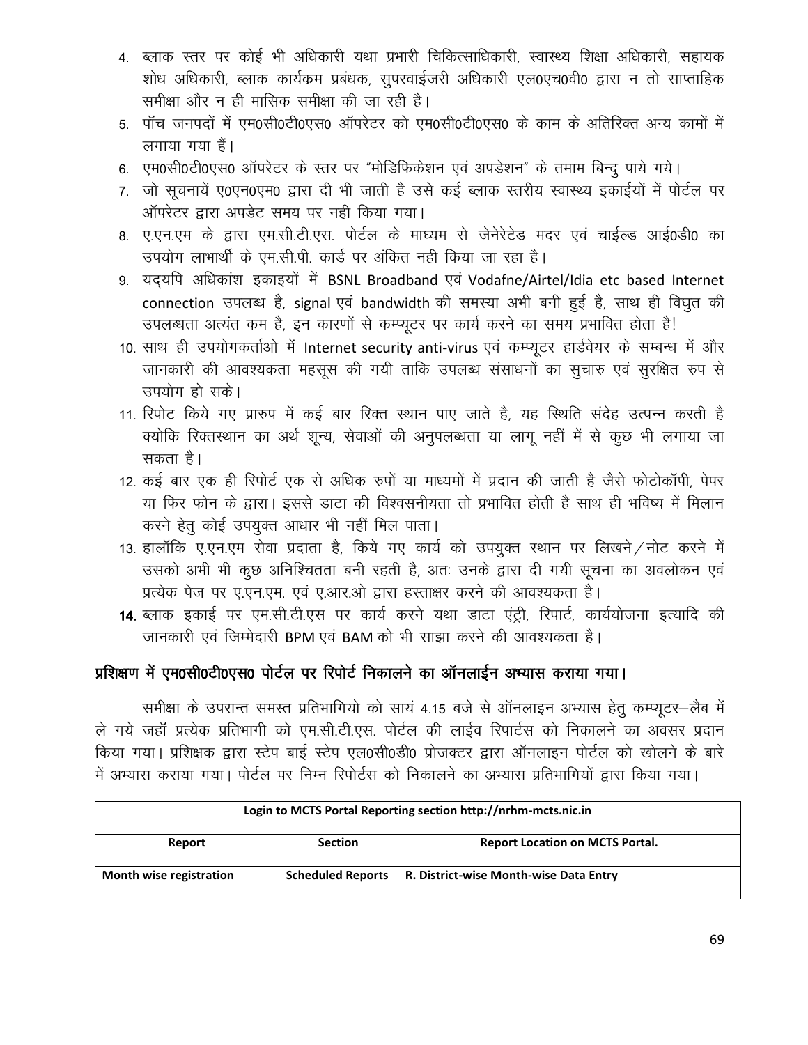4. ब्लाक स्तर पर कोई भी अधिकारी यथा प्रभारी चिकित्साधिकारी, स्वास्थ्य शिक्षा अधिकारी, सहायक शोध अधिकारी, ब्लाक कार्यक्रम प्रबंधक, सुपरवाईजरी अधिकारी एल0एच0वी0 द्वारा न तो साप्ताहिक समीक्षा और न ही मासिक समीक्षा की जा रही है।
5. पॉच जनपदों में एम0सी0टी0एस0 ऑपरेटर को एम0सी0टी0एस0 के काम के अतिरिक्त अन्य कामों में लगाया गया हैं।
6. एम0सी0टी0एस0 ऑपरेटर के स्तर पर "मोडिफिकेशन एवं अपडेशन" के तमाम बिन्दु पाये गये।
7. जो सूचनायें ए0एन0एम0 द्वारा दी भी जाती है उसे कई ब्लाक स्तरीय स्वास्थ्य इकाईयों में पोर्टल पर ऑपरेटर द्वारा अपडेट समय पर नही किया गया।
8. ए.एन.एम के द्वारा एम.सी.टी.एस. पोर्टल के माध्यम से जेनेरेटेड मदर एवं चाईल्ड आई0डी0 का उपयोग लाभार्थी के एम.सी.पी. कार्ड पर अंकित नही किया जा रहा है।
9. यद्यपि अधिकांश इकाइयों में BSNL Broadband एवं Vodafne/Airtel/Idia etc based Internet connection उपलब्ध है, signal एवं bandwidth की समस्या अभी बनी हुई है, साथ ही विघुत की उपलब्धता अत्यंत कम है, इन कारणों से कम्प्यूटर पर कार्य करने का समय प्रभावित होता है!
10. साथ ही उपयोगकर्ताओ में Internet security anti-virus एवं कम्प्यूटर हार्डवेयर के सम्बन्ध में और जानकारी की आवश्यकता महसूस की गयी ताकि उपलब्ध संसाधनों का सुचारु एवं सुरक्षित रुप से उपयोग हो सके।
11. रिपोट किये गए प्रारुप में कई बार रिक्त स्थान पाए जाते है, यह स्थिति संदेह उत्पन्न करती है क्योकि रिक्तस्थान का अर्थ शून्य, सेवाओं की अनुपलब्धता या लागू नहीं में से कुछ भी लगाया जा सकता है।
12. कई बार एक ही रिपोर्ट एक से अधिक रुपों या माध्यमों में प्रदान की जाती है जैसे फोटोकॉपी, पेपर या फिर फोन के द्वारा। इससे डाटा की विश्वसनीयता तो प्रभावित होती है साथ ही भविष्य में मिलान करने हेतु कोई उपयुक्त आधार भी नहीं मिल पाता।
13. हालॉकि ए.एन.एम सेवा प्रदाता है, किये गए कार्य को उपयुक्त स्थान पर लिखने/नोट करने में उसको अभी भी कुछ अनिश्चितता बनी रहती है, अतः उनके द्वारा दी गयी सूचना का अवलोकन एवं प्रत्येक पेज पर ए.एन.एम. एवं ए.आर.ओ द्वारा हस्ताक्षर करने की आवश्यकता है।
14. ब्लाक इकाई पर एम.सी.टी.एस पर कार्य करने यथा डाटा एंट्री, रिपार्ट, कार्ययोजना इत्यादि की जानकारी एवं जिम्मेदारी BPM एवं BAM को भी साझा करने की आवश्यकता है।

**प्रशिक्षण में एम0सी0टी0एस0 पोर्टल पर रिपोर्ट निकालने का ऑनलाईन अभ्यास कराया गया।**

समीक्षा के उपरान्त समस्त प्रतिभागियो को सायं 4.15 बजे से ऑनलाइन अभ्यास हेतु कम्प्यूटर–लैब में ले गये जहॉ प्रत्येक प्रतिभागी को एम.सी.टी.एस. पोर्टल की लाईव रिपार्टस को निकालने का अवसर प्रदान किया गया। प्रशिक्षक द्वारा स्टेप बाई स्टेप एल0सी0डी0 प्रोजक्टर द्वारा ऑनलाइन पोर्टल को खोलने के बारे में अभ्यास कराया गया। पोर्टल पर निम्न रिपोर्टस को निकालने का अभ्यास प्रतिभागियों द्वारा किया गया।

| Login to MCTS Portal Reporting section http://nrhm-mcts.nic.in | | |
|---|---|---|
| **Report** | **Section** | **Report Location on MCTS Portal.** |
| **Month wise registration** | **Scheduled Reports** | **R. District-wise Month-wise Data Entry** |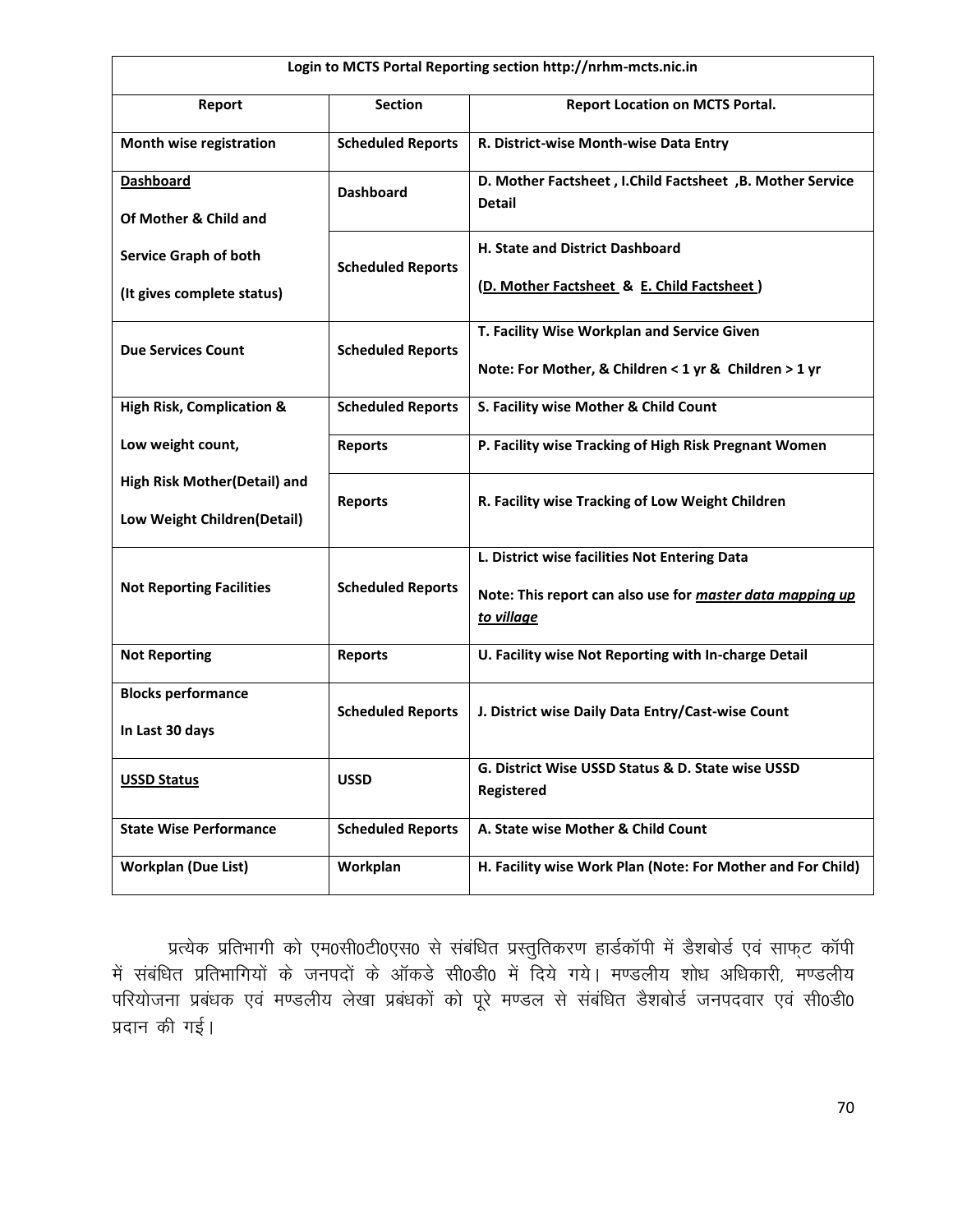| Login to MCTS Portal Reporting section http://nrhm-mcts.nic.in | | |
|---|---|---|
| **Report** | **Section** | **Report Location on MCTS Portal.** |
| **Month wise registration** | **Scheduled Reports** | **R. District-wise Month-wise Data Entry** |
| **Dashboard** Of Mother & Child and Service Graph of both (It gives complete status) | **Dashboard** | **D. Mother Factsheet , I.Child Factsheet ,B. Mother Service Detail** |
| | **Scheduled Reports** | **H. State and District Dashboard** (**D. Mother Factsheet & E. Child Factsheet**) |
| **Due Services Count** | **Scheduled Reports** | **T. Facility Wise Workplan and Service Given** Note: For Mother, & Children < 1 yr & Children > 1 yr |
| **High Risk, Complication & Low weight count, High Risk Mother(Detail) and Low Weight Children(Detail)** | **Scheduled Reports** | **S. Facility wise Mother & Child Count** |
| | **Reports** | **P. Facility wise Tracking of High Risk Pregnant Women** |
| | **Reports** | **R. Facility wise Tracking of Low Weight Children** |
| **Not Reporting Facilities** | **Scheduled Reports** | **L. District wise facilities Not Entering Data** Note: This report can also use for ***master data mapping up to village*** |
| **Not Reporting** | **Reports** | **U. Facility wise Not Reporting with In-charge Detail** |
| **Blocks performance In Last 30 days** | **Scheduled Reports** | **J. District wise Daily Data Entry/Cast-wise Count** |
| **USSD Status** | **USSD** | **G. District Wise USSD Status & D. State wise USSD Registered** |
| **State Wise Performance** | **Scheduled Reports** | **A. State wise Mother & Child Count** |
| **Workplan (Due List)** | **Workplan** | **H. Facility wise Work Plan (Note: For Mother and For Child)** |

प्रत्येक प्रतिभागी को एम0सी0टी0एस0 से संबंधित प्रस्तुतिकरण हार्डकॉपी में डैशबोर्ड एवं साफ्ट कॉपी में संबंधित प्रतिभागियों के जनपदों के ऑकडे सी0डी0 में दिये गये। मण्डलीय शोध अधिकारी, मण्डलीय परियोजना प्रबंधक एवं मण्डलीय लेखा प्रबंधकों को पूरे मण्डल से संबंधित डैशबोर्ड जनपदवार एवं सी0डी0 प्रदान की गई।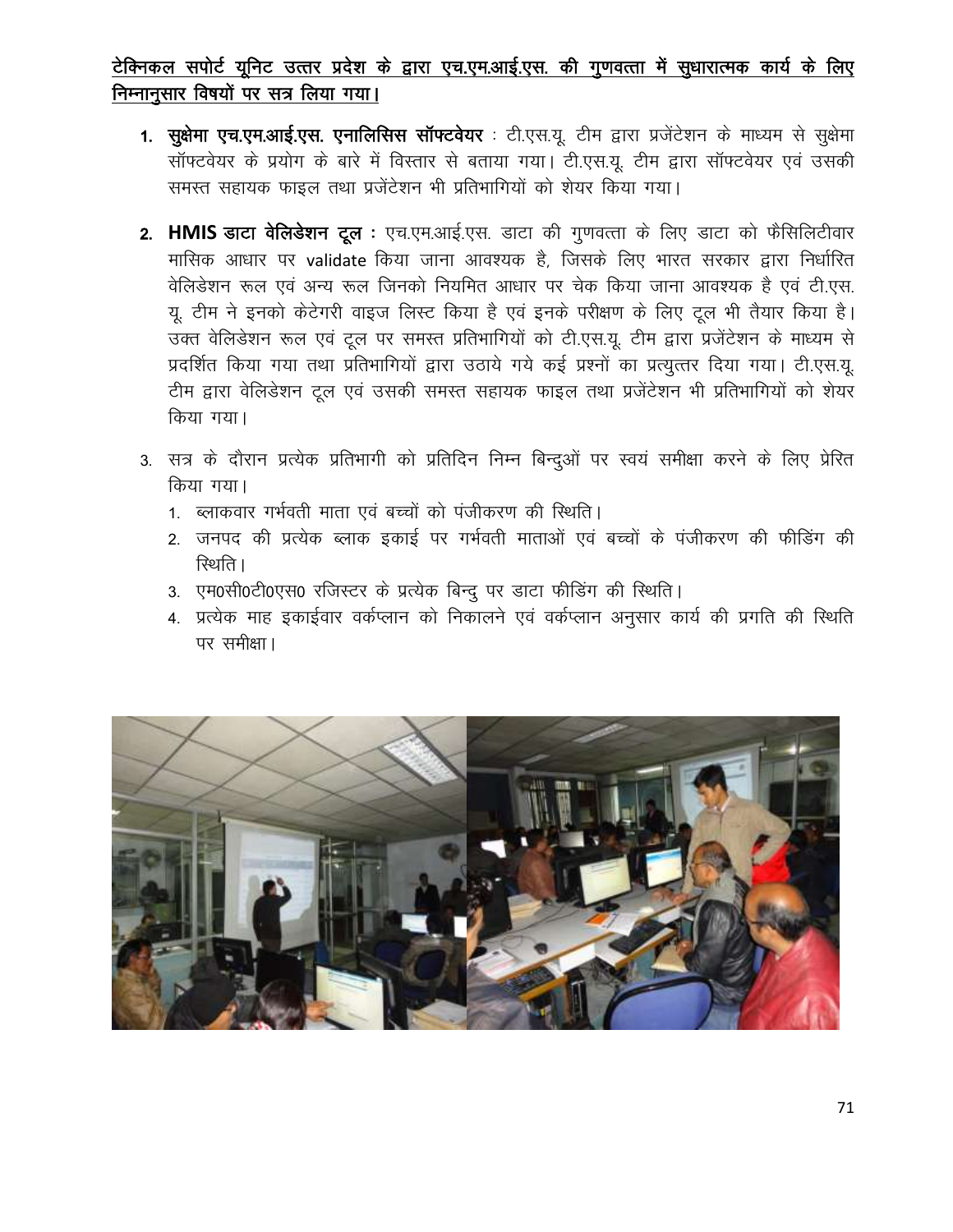<u>**टेक्निकल सपोर्ट यूनिट उत्तर प्रदेश के द्वारा एच.एम.आई.एस. की गुणवत्ता में सुधारात्मक कार्य के लिए निम्नानुसार विषयों पर सत्र लिया गया।**</u>

1. **सुक्षेमा एच.एम.आई.एस. एनालिसिस सॉफ्टवेयर** : टी.एस.यू. टीम द्वारा प्रजेंटेशन के माध्यम से सुक्षेमा सॉफ्टवेयर के प्रयोग के बारे में विस्तार से बताया गया। टी.एस.यू. टीम द्वारा सॉफ्टवेयर एवं उसकी समस्त सहायक फाइल तथा प्रजेंटेशन भी प्रतिभागियों को शेयर किया गया।

2. **HMIS डाटा वेलिडेशन टूल :** एच.एम.आई.एस. डाटा की गुणवत्ता के लिए डाटा को फैसिलिटीवार मासिक आधार पर validate किया जाना आवश्यक है, जिसके लिए भारत सरकार द्वारा निर्धारित वेलिडेशन रूल एवं अन्य रूल जिनको नियमित आधार पर चेक किया जाना आवश्यक है एवं टी.एस. यू. टीम ने इनको केटेगरी वाइज लिस्ट किया है एवं इनके परीक्षण के लिए टूल भी तैयार किया है। उक्त वेलिडेशन रूल एवं टूल पर समस्त प्रतिभागियों को टी.एस.यू. टीम द्वारा प्रजेंटेशन के माध्यम से प्रदर्शित किया गया तथा प्रतिभागियों द्वारा उठाये गये कई प्रश्नों का प्रत्युत्तर दिया गया। टी.एस.यू. टीम द्वारा वेलिडेशन टूल एवं उसकी समस्त सहायक फाइल तथा प्रजेंटेशन भी प्रतिभागियों को शेयर किया गया।

3. सत्र के दौरान प्रत्येक प्रतिभागी को प्रतिदिन निम्न बिन्दुओं पर स्वयं समीक्षा करने के लिए प्रेरित किया गया।
   1. ब्लाकवार गर्भवती माता एवं बच्चों को पंजीकरण की स्थिति।
   2. जनपद की प्रत्येक ब्लाक इकाई पर गर्भवती माताओं एवं बच्चों के पंजीकरण की फीडिंग की स्थिति।
   3. एम0सी0टी0एस0 रजिस्टर के प्रत्येक बिन्दु पर डाटा फीडिंग की स्थिति।
   4. प्रत्येक माह इकाईवार वर्कप्लान को निकालने एवं वर्कप्लान अनुसार कार्य की प्रगति की स्थिति पर समीक्षा।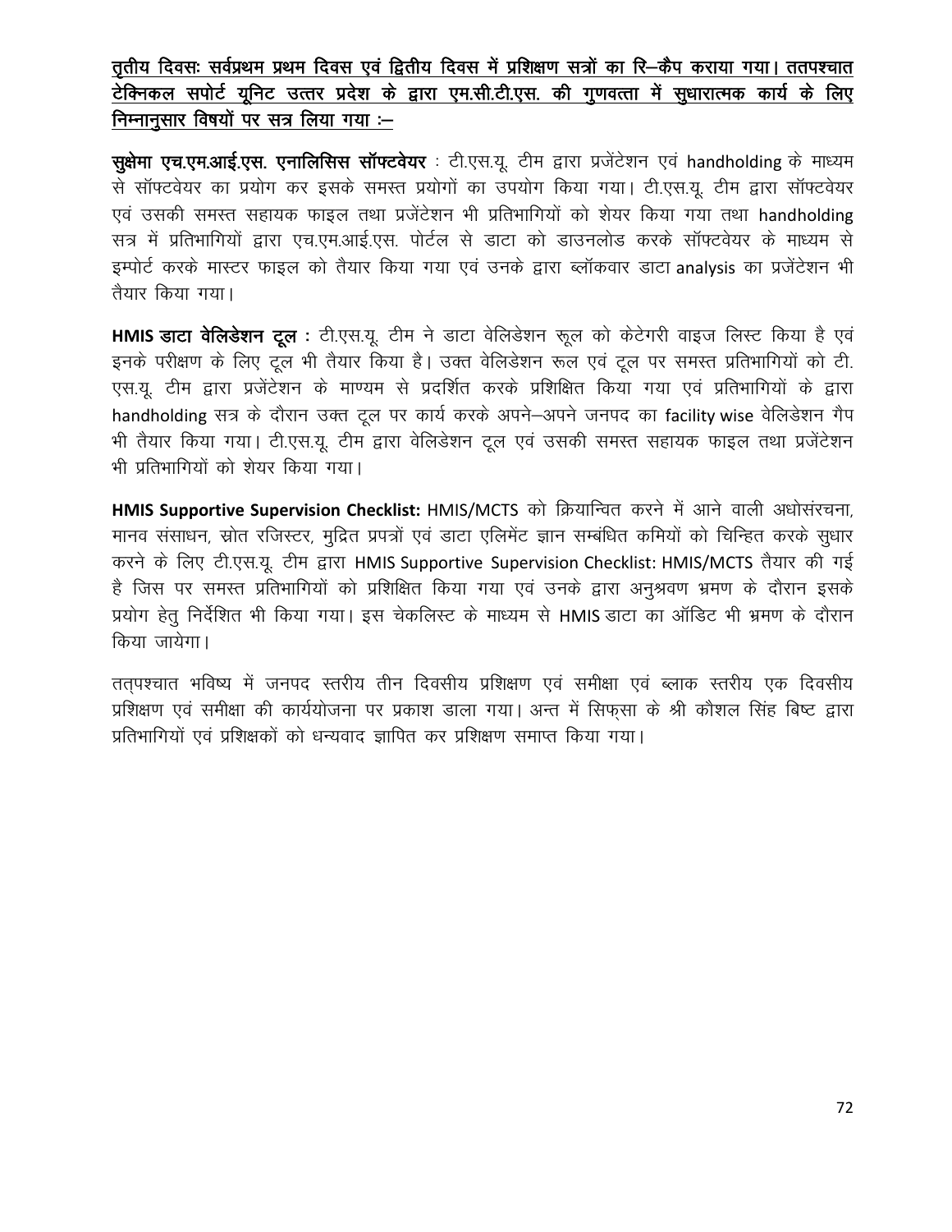<u>**तृतीय दिवसः सर्वप्रथम प्रथम दिवस एवं द्वितीय दिवस में प्रशिक्षण सत्रों का रि–कैप कराया गया। ततपश्चात टेक्निकल सपोर्ट यूनिट उत्तर प्रदेश के द्वारा एम.सी.टी.एस. की गुणवत्ता में सुधारात्मक कार्य के लिए निम्नानुसार विषयों पर सत्र लिया गया :–**</u>

**सुक्षेमा एच.एम.आई.एस. एनालिसिस सॉफ्टवेयर** : टी.एस.यू. टीम द्वारा प्रजेंटेशन एवं handholding के माध्यम से सॉफ्टवेयर का प्रयोग कर इसके समस्त प्रयोगों का उपयोग किया गया। टी.एस.यू. टीम द्वारा सॉफ्टवेयर एवं उसकी समस्त सहायक फाइल तथा प्रजेंटेशन भी प्रतिभागियों को शेयर किया गया तथा handholding सत्र में प्रतिभागियों द्वारा एच.एम.आई.एस. पोर्टल से डाटा को डाउनलोड करके सॉफ्टवेयर के माध्यम से इम्पोर्ट करके मास्टर फाइल को तैयार किया गया एवं उनके द्वारा ब्लॉकवार डाटा analysis का प्रजेंटेशन भी तैयार किया गया।

**HMIS डाटा वेलिडेशन टूल** : टी.एस.यू. टीम ने डाटा वेलिडेशन रूल को केटेगरी वाइज लिस्ट किया है एवं इनके परीक्षण के लिए टूल भी तैयार किया है। उक्त वेलिडेशन रूल एवं टूल पर समस्त प्रतिभागियों को टी. एस.यू. टीम द्वारा प्रजेंटेशन के माण्यम से प्रदर्शित करके प्रशिक्षित किया गया एवं प्रतिभागियों के द्वारा handholding सत्र के दौरान उक्त टूल पर कार्य करके अपने–अपने जनपद का facility wise वेलिडेशन गैप भी तैयार किया गया। टी.एस.यू. टीम द्वारा वेलिडेशन टूल एवं उसकी समस्त सहायक फाइल तथा प्रजेंटेशन भी प्रतिभागियों को शेयर किया गया।

**HMIS Supportive Supervision Checklist:** HMIS/MCTS को क्रियान्वित करने में आने वाली अधोसंरचना, मानव संसाधन, स्रोत रजिस्टर, मुद्रित प्रपत्रों एवं डाटा एलिमेंट ज्ञान सम्बंधित कमियों को चिन्हित करके सुधार करने के लिए टी.एस.यू. टीम द्वारा HMIS Supportive Supervision Checklist: HMIS/MCTS तैयार की गई है जिस पर समस्त प्रतिभागियों को प्रशिक्षित किया गया एवं उनके द्वारा अनुश्रवण भ्रमण के दौरान इसके प्रयोग हेतु निर्देशित भी किया गया। इस चेकलिस्ट के माध्यम से HMIS डाटा का ऑडिट भी भ्रमण के दौरान किया जायेगा।

तत्पश्चात भविष्य में जनपद स्तरीय तीन दिवसीय प्रशिक्षण एवं समीक्षा एवं ब्लाक स्तरीय एक दिवसीय प्रशिक्षण एवं समीक्षा की कार्ययोजना पर प्रकाश डाला गया। अन्त में सिफ्सा के श्री कौशल सिंह बिष्ट द्वारा प्रतिभागियों एवं प्रशिक्षकों को धन्यवाद ज्ञापित कर प्रशिक्षण समाप्त किया गया।